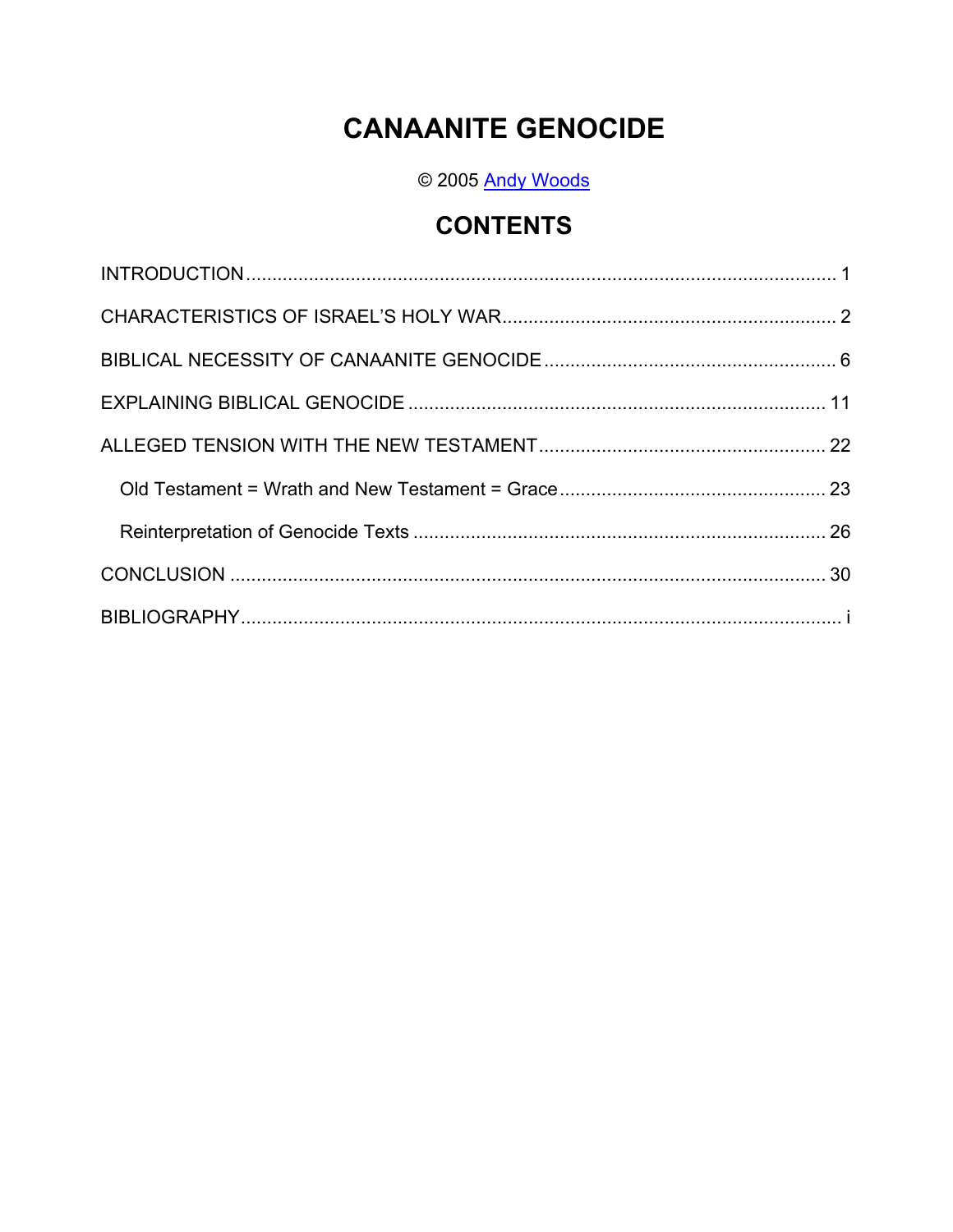# CANAANITE GENOCIDE

© 2005 Andy Woods

## CONTENTS

INTRODUCTION .................................................................................................................. 1

CHARACTERISTICS OF ISRAEL'S HOLY WAR ................................................................. 2

BIBLICAL NECESSITY OF CANAANITE GENOCIDE ........................................................ 6

EXPLAINING BIBLICAL GENOCIDE ................................................................................ 11

ALLEGED TENSION WITH THE NEW TESTAMENT ....................................................... 22

- Old Testament = Wrath and New Testament = Grace .................................................... 23
- Reinterpretation of Genocide Texts ................................................................................ 26

CONCLUSION .................................................................................................................. 30

BIBLIOGRAPHY .................................................................................................................. i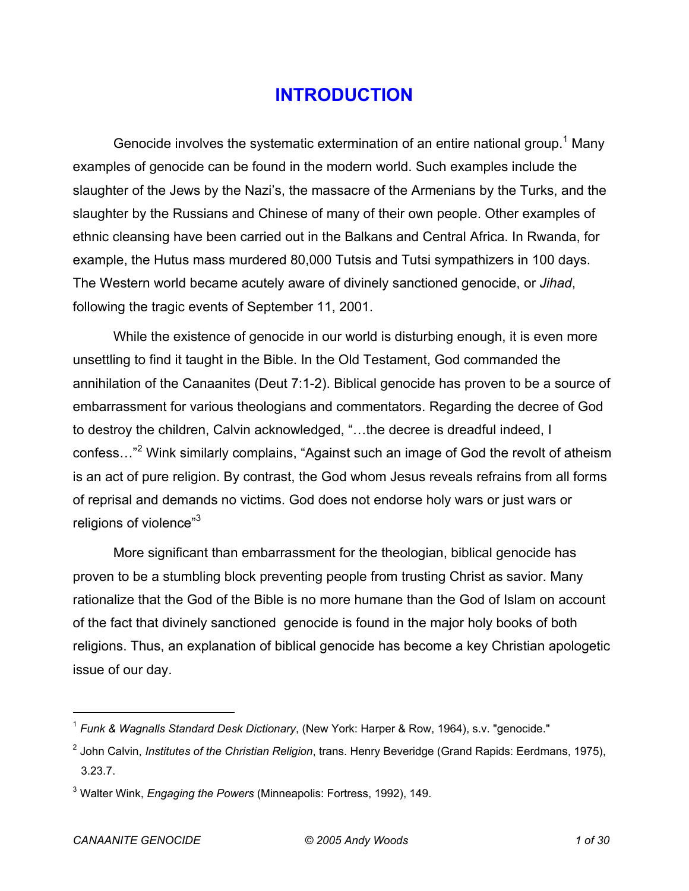# INTRODUCTION

Genocide involves the systematic extermination of an entire national group.[1] Many examples of genocide can be found in the modern world. Such examples include the slaughter of the Jews by the Nazi's, the massacre of the Armenians by the Turks, and the slaughter by the Russians and Chinese of many of their own people. Other examples of ethnic cleansing have been carried out in the Balkans and Central Africa. In Rwanda, for example, the Hutus mass murdered 80,000 Tutsis and Tutsi sympathizers in 100 days. The Western world became acutely aware of divinely sanctioned genocide, or *Jihad*, following the tragic events of September 11, 2001.

While the existence of genocide in our world is disturbing enough, it is even more unsettling to find it taught in the Bible. In the Old Testament, God commanded the annihilation of the Canaanites (Deut 7:1-2). Biblical genocide has proven to be a source of embarrassment for various theologians and commentators. Regarding the decree of God to destroy the children, Calvin acknowledged, "…the decree is dreadful indeed, I confess…"[2] Wink similarly complains, "Against such an image of God the revolt of atheism is an act of pure religion. By contrast, the God whom Jesus reveals refrains from all forms of reprisal and demands no victims. God does not endorse holy wars or just wars or religions of violence"[3]

More significant than embarrassment for the theologian, biblical genocide has proven to be a stumbling block preventing people from trusting Christ as savior. Many rationalize that the God of the Bible is no more humane than the God of Islam on account of the fact that divinely sanctioned genocide is found in the major holy books of both religions. Thus, an explanation of biblical genocide has become a key Christian apologetic issue of our day.

---

[1] *Funk & Wagnalls Standard Desk Dictionary*, (New York: Harper & Row, 1964), s.v. "genocide."

[2] John Calvin, *Institutes of the Christian Religion*, trans. Henry Beveridge (Grand Rapids: Eerdmans, 1975), 3.23.7.

[3] Walter Wink, *Engaging the Powers* (Minneapolis: Fortress, 1992), 149.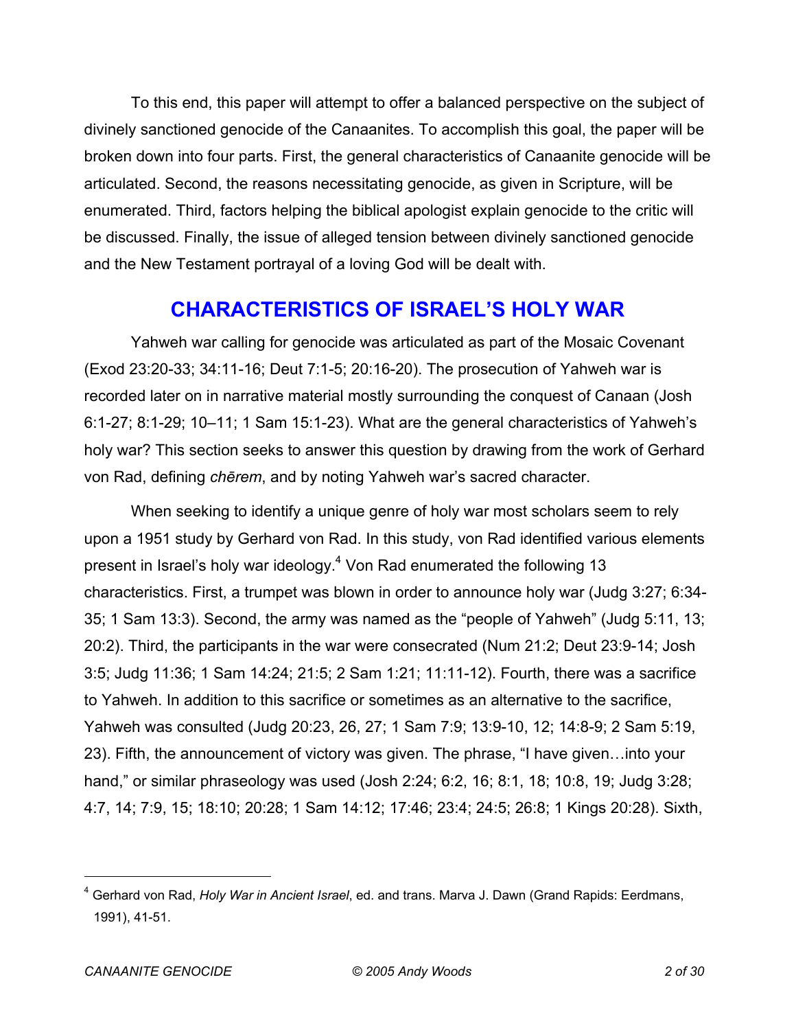To this end, this paper will attempt to offer a balanced perspective on the subject of divinely sanctioned genocide of the Canaanites. To accomplish this goal, the paper will be broken down into four parts. First, the general characteristics of Canaanite genocide will be articulated. Second, the reasons necessitating genocide, as given in Scripture, will be enumerated. Third, factors helping the biblical apologist explain genocide to the critic will be discussed. Finally, the issue of alleged tension between divinely sanctioned genocide and the New Testament portrayal of a loving God will be dealt with.

## CHARACTERISTICS OF ISRAEL'S HOLY WAR

Yahweh war calling for genocide was articulated as part of the Mosaic Covenant (Exod 23:20-33; 34:11-16; Deut 7:1-5; 20:16-20). The prosecution of Yahweh war is recorded later on in narrative material mostly surrounding the conquest of Canaan (Josh 6:1-27; 8:1-29; 10–11; 1 Sam 15:1-23). What are the general characteristics of Yahweh's holy war? This section seeks to answer this question by drawing from the work of Gerhard von Rad, defining *chērem*, and by noting Yahweh war's sacred character.

When seeking to identify a unique genre of holy war most scholars seem to rely upon a 1951 study by Gerhard von Rad. In this study, von Rad identified various elements present in Israel's holy war ideology.[4] Von Rad enumerated the following 13 characteristics. First, a trumpet was blown in order to announce holy war (Judg 3:27; 6:34-35; 1 Sam 13:3). Second, the army was named as the "people of Yahweh" (Judg 5:11, 13; 20:2). Third, the participants in the war were consecrated (Num 21:2; Deut 23:9-14; Josh 3:5; Judg 11:36; 1 Sam 14:24; 21:5; 2 Sam 1:21; 11:11-12). Fourth, there was a sacrifice to Yahweh. In addition to this sacrifice or sometimes as an alternative to the sacrifice, Yahweh was consulted (Judg 20:23, 26, 27; 1 Sam 7:9; 13:9-10, 12; 14:8-9; 2 Sam 5:19, 23). Fifth, the announcement of victory was given. The phrase, "I have given…into your hand," or similar phraseology was used (Josh 2:24; 6:2, 16; 8:1, 18; 10:8, 19; Judg 3:28; 4:7, 14; 7:9, 15; 18:10; 20:28; 1 Sam 14:12; 17:46; 23:4; 24:5; 26:8; 1 Kings 20:28). Sixth,

---

[4] Gerhard von Rad, *Holy War in Ancient Israel*, ed. and trans. Marva J. Dawn (Grand Rapids: Eerdmans, 1991), 41-51.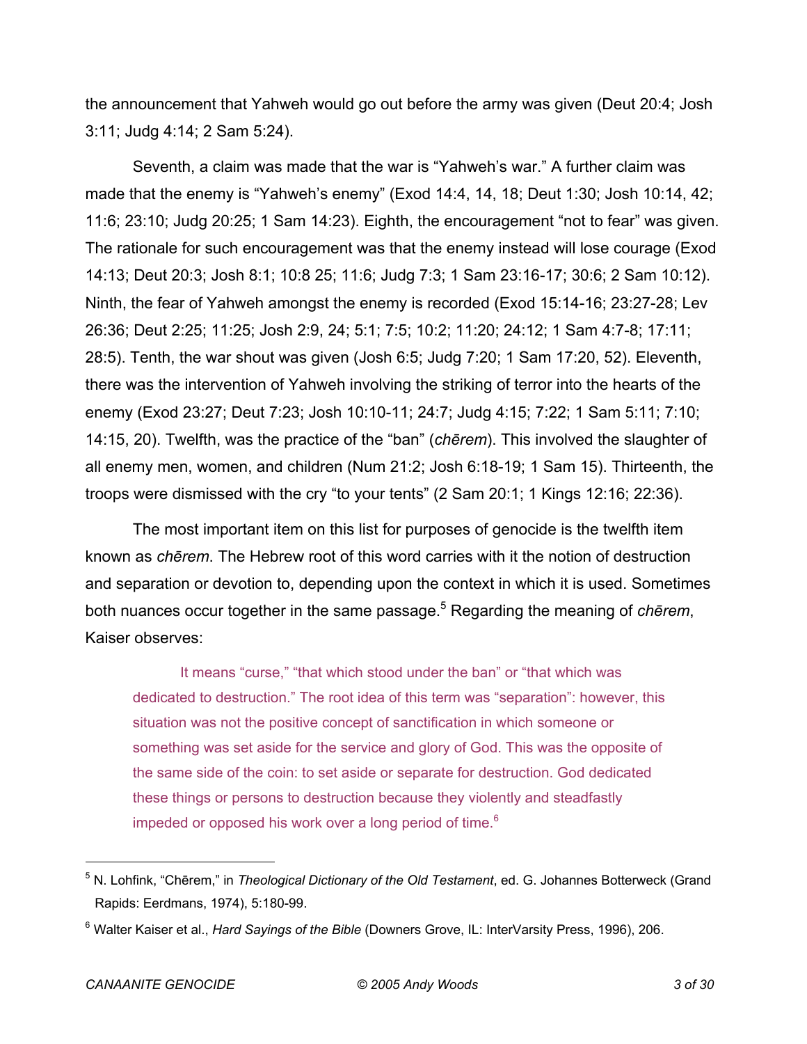the announcement that Yahweh would go out before the army was given (Deut 20:4; Josh 3:11; Judg 4:14; 2 Sam 5:24).

Seventh, a claim was made that the war is "Yahweh's war." A further claim was made that the enemy is "Yahweh's enemy" (Exod 14:4, 14, 18; Deut 1:30; Josh 10:14, 42; 11:6; 23:10; Judg 20:25; 1 Sam 14:23). Eighth, the encouragement "not to fear" was given. The rationale for such encouragement was that the enemy instead will lose courage (Exod 14:13; Deut 20:3; Josh 8:1; 10:8 25; 11:6; Judg 7:3; 1 Sam 23:16-17; 30:6; 2 Sam 10:12). Ninth, the fear of Yahweh amongst the enemy is recorded (Exod 15:14-16; 23:27-28; Lev 26:36; Deut 2:25; 11:25; Josh 2:9, 24; 5:1; 7:5; 10:2; 11:20; 24:12; 1 Sam 4:7-8; 17:11; 28:5). Tenth, the war shout was given (Josh 6:5; Judg 7:20; 1 Sam 17:20, 52). Eleventh, there was the intervention of Yahweh involving the striking of terror into the hearts of the enemy (Exod 23:27; Deut 7:23; Josh 10:10-11; 24:7; Judg 4:15; 7:22; 1 Sam 5:11; 7:10; 14:15, 20). Twelfth, was the practice of the "ban" (*chērem*). This involved the slaughter of all enemy men, women, and children (Num 21:2; Josh 6:18-19; 1 Sam 15). Thirteenth, the troops were dismissed with the cry "to your tents" (2 Sam 20:1; 1 Kings 12:16; 22:36).

The most important item on this list for purposes of genocide is the twelfth item known as *chērem*. The Hebrew root of this word carries with it the notion of destruction and separation or devotion to, depending upon the context in which it is used. Sometimes both nuances occur together in the same passage.[5] Regarding the meaning of *chērem*, Kaiser observes:

> It means "curse," "that which stood under the ban" or "that which was dedicated to destruction." The root idea of this term was "separation": however, this situation was not the positive concept of sanctification in which someone or something was set aside for the service and glory of God. This was the opposite of the same side of the coin: to set aside or separate for destruction. God dedicated these things or persons to destruction because they violently and steadfastly impeded or opposed his work over a long period of time.[6]

---

[5] N. Lohfink, "Chērem," in *Theological Dictionary of the Old Testament*, ed. G. Johannes Botterweck (Grand Rapids: Eerdmans, 1974), 5:180-99.

[6] Walter Kaiser et al., *Hard Sayings of the Bible* (Downers Grove, IL: InterVarsity Press, 1996), 206.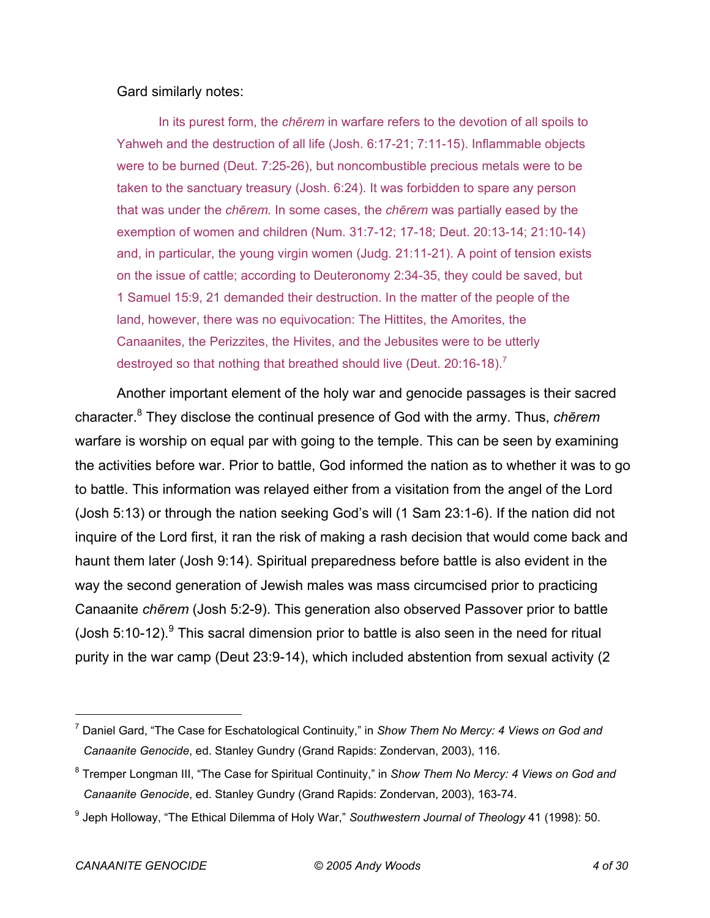Gard similarly notes:

> In its purest form, the *chērem* in warfare refers to the devotion of all spoils to Yahweh and the destruction of all life (Josh. 6:17-21; 7:11-15). Inflammable objects were to be burned (Deut. 7:25-26), but noncombustible precious metals were to be taken to the sanctuary treasury (Josh. 6:24). It was forbidden to spare any person that was under the *chērem*. In some cases, the *chērem* was partially eased by the exemption of women and children (Num. 31:7-12; 17-18; Deut. 20:13-14; 21:10-14) and, in particular, the young virgin women (Judg. 21:11-21). A point of tension exists on the issue of cattle; according to Deuteronomy 2:34-35, they could be saved, but 1 Samuel 15:9, 21 demanded their destruction. In the matter of the people of the land, however, there was no equivocation: The Hittites, the Amorites, the Canaanites, the Perizzites, the Hivites, and the Jebusites were to be utterly destroyed so that nothing that breathed should live (Deut. 20:16-18).[7]

Another important element of the holy war and genocide passages is their sacred character.[8] They disclose the continual presence of God with the army. Thus, *chērem* warfare is worship on equal par with going to the temple. This can be seen by examining the activities before war. Prior to battle, God informed the nation as to whether it was to go to battle. This information was relayed either from a visitation from the angel of the Lord (Josh 5:13) or through the nation seeking God's will (1 Sam 23:1-6). If the nation did not inquire of the Lord first, it ran the risk of making a rash decision that would come back and haunt them later (Josh 9:14). Spiritual preparedness before battle is also evident in the way the second generation of Jewish males was mass circumcised prior to practicing Canaanite *chērem* (Josh 5:2-9). This generation also observed Passover prior to battle (Josh 5:10-12).[9] This sacral dimension prior to battle is also seen in the need for ritual purity in the war camp (Deut 23:9-14), which included abstention from sexual activity (2

---

[7] Daniel Gard, "The Case for Eschatological Continuity," in *Show Them No Mercy: 4 Views on God and Canaanite Genocide*, ed. Stanley Gundry (Grand Rapids: Zondervan, 2003), 116.

[8] Tremper Longman III, "The Case for Spiritual Continuity," in *Show Them No Mercy: 4 Views on God and Canaanite Genocide*, ed. Stanley Gundry (Grand Rapids: Zondervan, 2003), 163-74.

[9] Jeph Holloway, "The Ethical Dilemma of Holy War," *Southwestern Journal of Theology* 41 (1998): 50.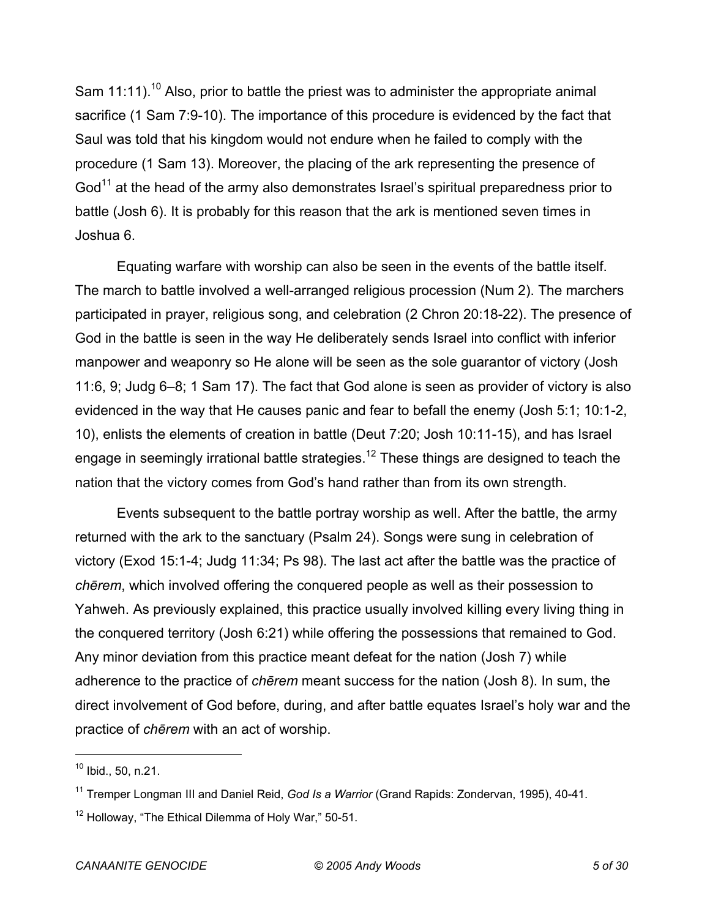Sam 11:11).[10] Also, prior to battle the priest was to administer the appropriate animal sacrifice (1 Sam 7:9-10). The importance of this procedure is evidenced by the fact that Saul was told that his kingdom would not endure when he failed to comply with the procedure (1 Sam 13). Moreover, the placing of the ark representing the presence of God[11] at the head of the army also demonstrates Israel's spiritual preparedness prior to battle (Josh 6). It is probably for this reason that the ark is mentioned seven times in Joshua 6.

Equating warfare with worship can also be seen in the events of the battle itself. The march to battle involved a well-arranged religious procession (Num 2). The marchers participated in prayer, religious song, and celebration (2 Chron 20:18-22). The presence of God in the battle is seen in the way He deliberately sends Israel into conflict with inferior manpower and weaponry so He alone will be seen as the sole guarantor of victory (Josh 11:6, 9; Judg 6–8; 1 Sam 17). The fact that God alone is seen as provider of victory is also evidenced in the way that He causes panic and fear to befall the enemy (Josh 5:1; 10:1-2, 10), enlists the elements of creation in battle (Deut 7:20; Josh 10:11-15), and has Israel engage in seemingly irrational battle strategies.[12] These things are designed to teach the nation that the victory comes from God's hand rather than from its own strength.

Events subsequent to the battle portray worship as well. After the battle, the army returned with the ark to the sanctuary (Psalm 24). Songs were sung in celebration of victory (Exod 15:1-4; Judg 11:34; Ps 98). The last act after the battle was the practice of *chērem*, which involved offering the conquered people as well as their possession to Yahweh. As previously explained, this practice usually involved killing every living thing in the conquered territory (Josh 6:21) while offering the possessions that remained to God. Any minor deviation from this practice meant defeat for the nation (Josh 7) while adherence to the practice of *chērem* meant success for the nation (Josh 8). In sum, the direct involvement of God before, during, and after battle equates Israel's holy war and the practice of *chērem* with an act of worship.

---

[10] Ibid., 50, n.21.

[11] Tremper Longman III and Daniel Reid, *God Is a Warrior* (Grand Rapids: Zondervan, 1995), 40-41.

[12] Holloway, "The Ethical Dilemma of Holy War," 50-51.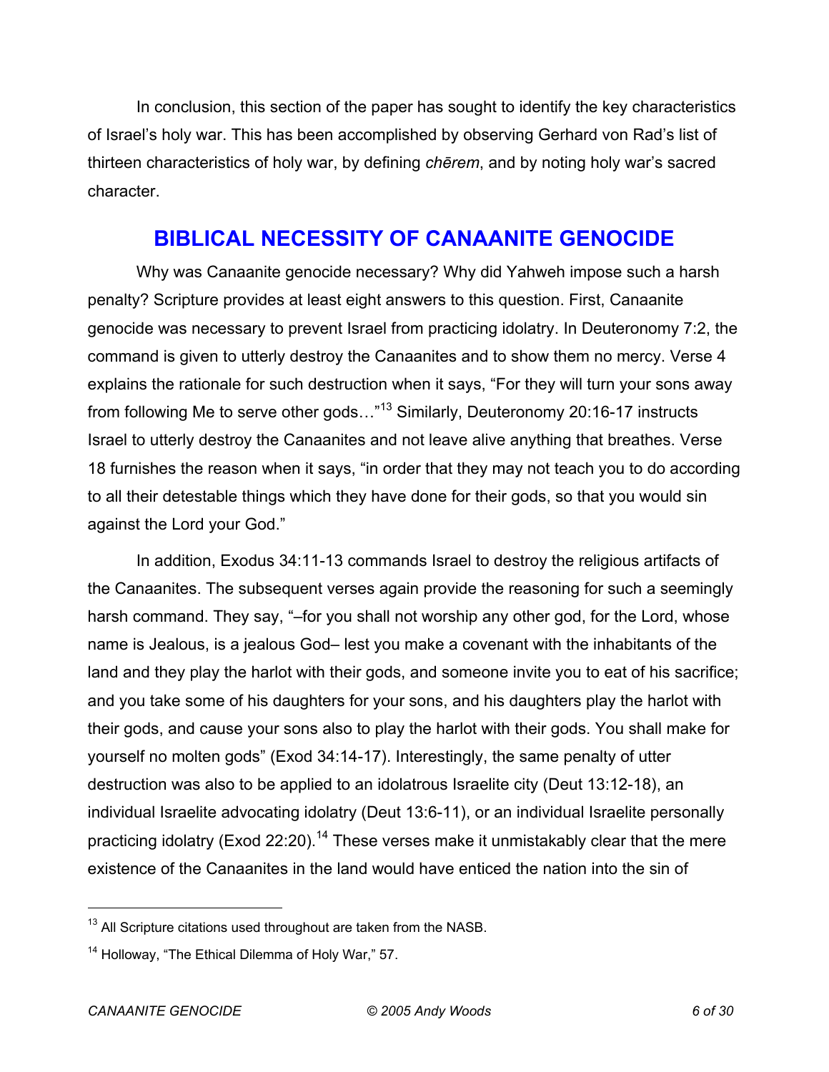In conclusion, this section of the paper has sought to identify the key characteristics of Israel's holy war. This has been accomplished by observing Gerhard von Rad's list of thirteen characteristics of holy war, by defining *chērem*, and by noting holy war's sacred character.

## BIBLICAL NECESSITY OF CANAANITE GENOCIDE

Why was Canaanite genocide necessary? Why did Yahweh impose such a harsh penalty? Scripture provides at least eight answers to this question. First, Canaanite genocide was necessary to prevent Israel from practicing idolatry. In Deuteronomy 7:2, the command is given to utterly destroy the Canaanites and to show them no mercy. Verse 4 explains the rationale for such destruction when it says, "For they will turn your sons away from following Me to serve other gods…"[13] Similarly, Deuteronomy 20:16-17 instructs Israel to utterly destroy the Canaanites and not leave alive anything that breathes. Verse 18 furnishes the reason when it says, "in order that they may not teach you to do according to all their detestable things which they have done for their gods, so that you would sin against the Lord your God."

In addition, Exodus 34:11-13 commands Israel to destroy the religious artifacts of the Canaanites. The subsequent verses again provide the reasoning for such a seemingly harsh command. They say, "–for you shall not worship any other god, for the Lord, whose name is Jealous, is a jealous God– lest you make a covenant with the inhabitants of the land and they play the harlot with their gods, and someone invite you to eat of his sacrifice; and you take some of his daughters for your sons, and his daughters play the harlot with their gods, and cause your sons also to play the harlot with their gods. You shall make for yourself no molten gods" (Exod 34:14-17). Interestingly, the same penalty of utter destruction was also to be applied to an idolatrous Israelite city (Deut 13:12-18), an individual Israelite advocating idolatry (Deut 13:6-11), or an individual Israelite personally practicing idolatry (Exod 22:20).[14] These verses make it unmistakably clear that the mere existence of the Canaanites in the land would have enticed the nation into the sin of

---

[13] All Scripture citations used throughout are taken from the NASB.

[14] Holloway, "The Ethical Dilemma of Holy War," 57.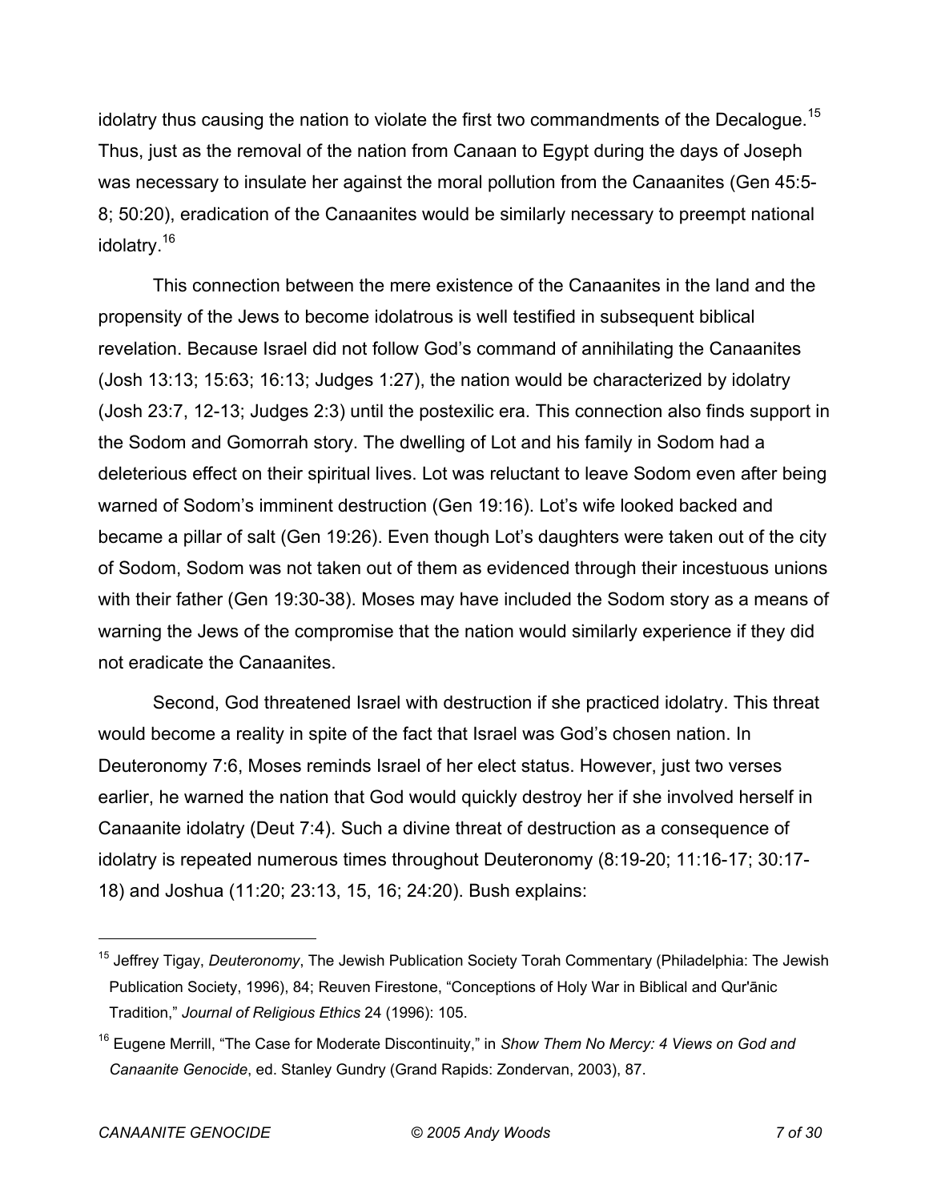idolatry thus causing the nation to violate the first two commandments of the Decalogue.[15] Thus, just as the removal of the nation from Canaan to Egypt during the days of Joseph was necessary to insulate her against the moral pollution from the Canaanites (Gen 45:5-8; 50:20), eradication of the Canaanites would be similarly necessary to preempt national idolatry.[16]

This connection between the mere existence of the Canaanites in the land and the propensity of the Jews to become idolatrous is well testified in subsequent biblical revelation. Because Israel did not follow God's command of annihilating the Canaanites (Josh 13:13; 15:63; 16:13; Judges 1:27), the nation would be characterized by idolatry (Josh 23:7, 12-13; Judges 2:3) until the postexilic era. This connection also finds support in the Sodom and Gomorrah story. The dwelling of Lot and his family in Sodom had a deleterious effect on their spiritual lives. Lot was reluctant to leave Sodom even after being warned of Sodom's imminent destruction (Gen 19:16). Lot's wife looked backed and became a pillar of salt (Gen 19:26). Even though Lot's daughters were taken out of the city of Sodom, Sodom was not taken out of them as evidenced through their incestuous unions with their father (Gen 19:30-38). Moses may have included the Sodom story as a means of warning the Jews of the compromise that the nation would similarly experience if they did not eradicate the Canaanites.

Second, God threatened Israel with destruction if she practiced idolatry. This threat would become a reality in spite of the fact that Israel was God's chosen nation. In Deuteronomy 7:6, Moses reminds Israel of her elect status. However, just two verses earlier, he warned the nation that God would quickly destroy her if she involved herself in Canaanite idolatry (Deut 7:4). Such a divine threat of destruction as a consequence of idolatry is repeated numerous times throughout Deuteronomy (8:19-20; 11:16-17; 30:17-18) and Joshua (11:20; 23:13, 15, 16; 24:20). Bush explains:

---

[15] Jeffrey Tigay, *Deuteronomy*, The Jewish Publication Society Torah Commentary (Philadelphia: The Jewish Publication Society, 1996), 84; Reuven Firestone, "Conceptions of Holy War in Biblical and Qur'ānic Tradition," *Journal of Religious Ethics* 24 (1996): 105.

[16] Eugene Merrill, "The Case for Moderate Discontinuity," in *Show Them No Mercy: 4 Views on God and Canaanite Genocide*, ed. Stanley Gundry (Grand Rapids: Zondervan, 2003), 87.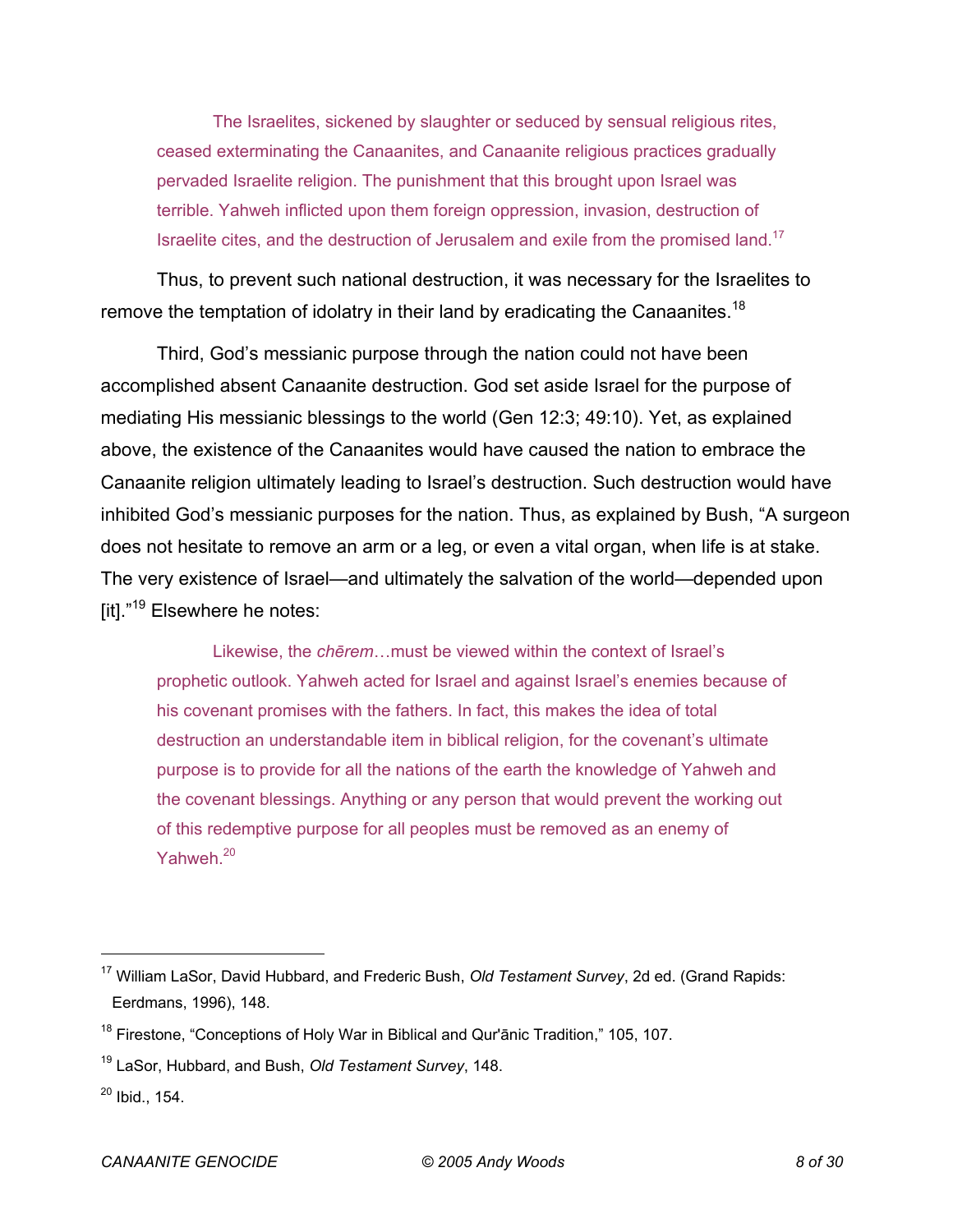> The Israelites, sickened by slaughter or seduced by sensual religious rites, ceased exterminating the Canaanites, and Canaanite religious practices gradually pervaded Israelite religion. The punishment that this brought upon Israel was terrible. Yahweh inflicted upon them foreign oppression, invasion, destruction of Israelite cites, and the destruction of Jerusalem and exile from the promised land.[17]

Thus, to prevent such national destruction, it was necessary for the Israelites to remove the temptation of idolatry in their land by eradicating the Canaanites.[18]

Third, God's messianic purpose through the nation could not have been accomplished absent Canaanite destruction. God set aside Israel for the purpose of mediating His messianic blessings to the world (Gen 12:3; 49:10). Yet, as explained above, the existence of the Canaanites would have caused the nation to embrace the Canaanite religion ultimately leading to Israel's destruction. Such destruction would have inhibited God's messianic purposes for the nation. Thus, as explained by Bush, "A surgeon does not hesitate to remove an arm or a leg, or even a vital organ, when life is at stake. The very existence of Israel—and ultimately the salvation of the world—depended upon [it]."[19] Elsewhere he notes:

> Likewise, the *chērem*…must be viewed within the context of Israel's prophetic outlook. Yahweh acted for Israel and against Israel's enemies because of his covenant promises with the fathers. In fact, this makes the idea of total destruction an understandable item in biblical religion, for the covenant's ultimate purpose is to provide for all the nations of the earth the knowledge of Yahweh and the covenant blessings. Anything or any person that would prevent the working out of this redemptive purpose for all peoples must be removed as an enemy of Yahweh.[20]

---

[17] William LaSor, David Hubbard, and Frederic Bush, *Old Testament Survey*, 2d ed. (Grand Rapids: Eerdmans, 1996), 148.

[18] Firestone, "Conceptions of Holy War in Biblical and Qur'ānic Tradition," 105, 107.

[19] LaSor, Hubbard, and Bush, *Old Testament Survey*, 148.

[20] Ibid., 154.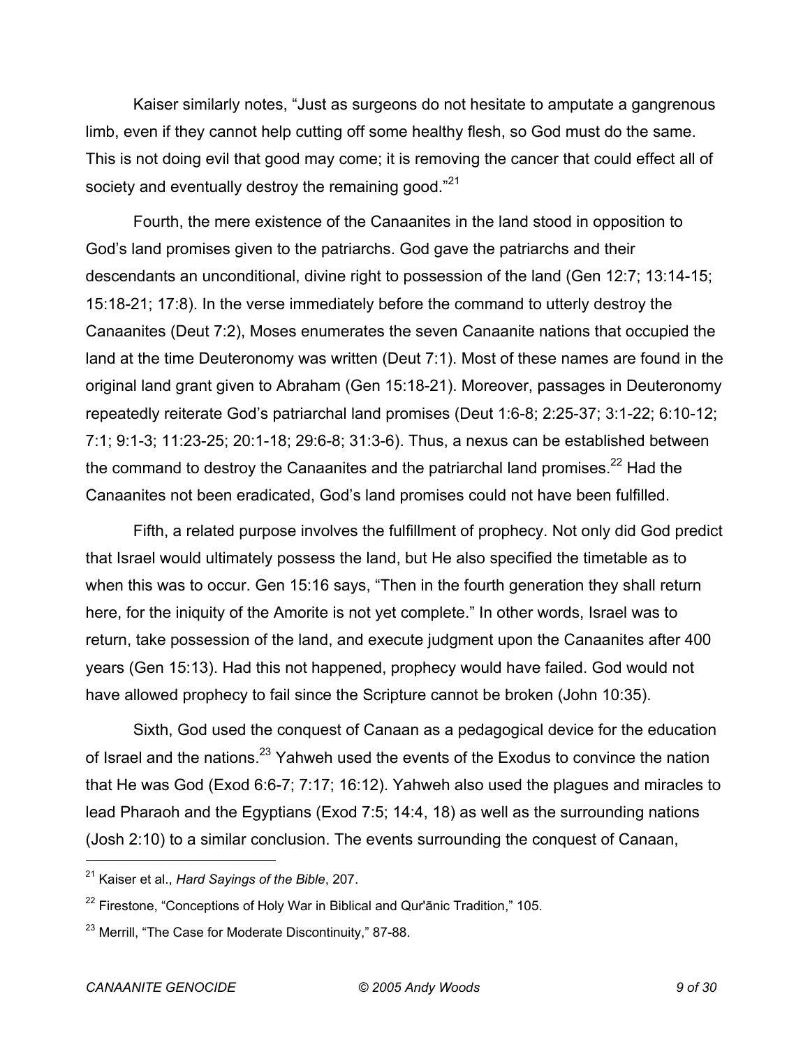Kaiser similarly notes, "Just as surgeons do not hesitate to amputate a gangrenous limb, even if they cannot help cutting off some healthy flesh, so God must do the same. This is not doing evil that good may come; it is removing the cancer that could effect all of society and eventually destroy the remaining good."[21]

Fourth, the mere existence of the Canaanites in the land stood in opposition to God's land promises given to the patriarchs. God gave the patriarchs and their descendants an unconditional, divine right to possession of the land (Gen 12:7; 13:14-15; 15:18-21; 17:8). In the verse immediately before the command to utterly destroy the Canaanites (Deut 7:2), Moses enumerates the seven Canaanite nations that occupied the land at the time Deuteronomy was written (Deut 7:1). Most of these names are found in the original land grant given to Abraham (Gen 15:18-21). Moreover, passages in Deuteronomy repeatedly reiterate God's patriarchal land promises (Deut 1:6-8; 2:25-37; 3:1-22; 6:10-12; 7:1; 9:1-3; 11:23-25; 20:1-18; 29:6-8; 31:3-6). Thus, a nexus can be established between the command to destroy the Canaanites and the patriarchal land promises.[22] Had the Canaanites not been eradicated, God's land promises could not have been fulfilled.

Fifth, a related purpose involves the fulfillment of prophecy. Not only did God predict that Israel would ultimately possess the land, but He also specified the timetable as to when this was to occur. Gen 15:16 says, "Then in the fourth generation they shall return here, for the iniquity of the Amorite is not yet complete." In other words, Israel was to return, take possession of the land, and execute judgment upon the Canaanites after 400 years (Gen 15:13). Had this not happened, prophecy would have failed. God would not have allowed prophecy to fail since the Scripture cannot be broken (John 10:35).

Sixth, God used the conquest of Canaan as a pedagogical device for the education of Israel and the nations.[23] Yahweh used the events of the Exodus to convince the nation that He was God (Exod 6:6-7; 7:17; 16:12). Yahweh also used the plagues and miracles to lead Pharaoh and the Egyptians (Exod 7:5; 14:4, 18) as well as the surrounding nations (Josh 2:10) to a similar conclusion. The events surrounding the conquest of Canaan,

---

[21] Kaiser et al., *Hard Sayings of the Bible*, 207.

[22] Firestone, "Conceptions of Holy War in Biblical and Qur'ānic Tradition," 105.

[23] Merrill, "The Case for Moderate Discontinuity," 87-88.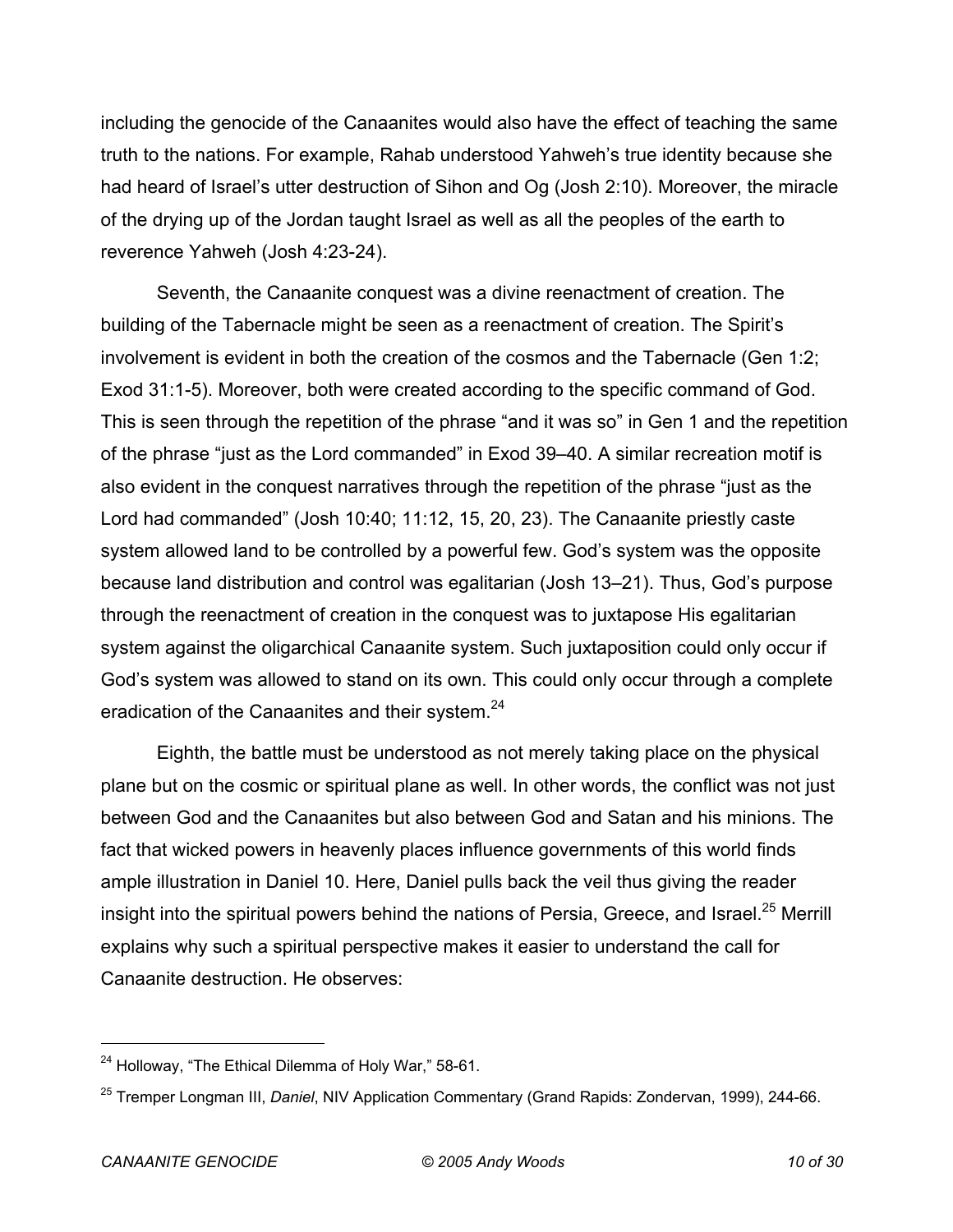including the genocide of the Canaanites would also have the effect of teaching the same truth to the nations. For example, Rahab understood Yahweh's true identity because she had heard of Israel's utter destruction of Sihon and Og (Josh 2:10). Moreover, the miracle of the drying up of the Jordan taught Israel as well as all the peoples of the earth to reverence Yahweh (Josh 4:23-24).

Seventh, the Canaanite conquest was a divine reenactment of creation. The building of the Tabernacle might be seen as a reenactment of creation. The Spirit's involvement is evident in both the creation of the cosmos and the Tabernacle (Gen 1:2; Exod 31:1-5). Moreover, both were created according to the specific command of God. This is seen through the repetition of the phrase "and it was so" in Gen 1 and the repetition of the phrase "just as the Lord commanded" in Exod 39–40. A similar recreation motif is also evident in the conquest narratives through the repetition of the phrase "just as the Lord had commanded" (Josh 10:40; 11:12, 15, 20, 23). The Canaanite priestly caste system allowed land to be controlled by a powerful few. God's system was the opposite because land distribution and control was egalitarian (Josh 13–21). Thus, God's purpose through the reenactment of creation in the conquest was to juxtapose His egalitarian system against the oligarchical Canaanite system. Such juxtaposition could only occur if God's system was allowed to stand on its own. This could only occur through a complete eradication of the Canaanites and their system.[24]

Eighth, the battle must be understood as not merely taking place on the physical plane but on the cosmic or spiritual plane as well. In other words, the conflict was not just between God and the Canaanites but also between God and Satan and his minions. The fact that wicked powers in heavenly places influence governments of this world finds ample illustration in Daniel 10. Here, Daniel pulls back the veil thus giving the reader insight into the spiritual powers behind the nations of Persia, Greece, and Israel.[25] Merrill explains why such a spiritual perspective makes it easier to understand the call for Canaanite destruction. He observes:

---

[24] Holloway, "The Ethical Dilemma of Holy War," 58-61.

[25] Tremper Longman III, *Daniel*, NIV Application Commentary (Grand Rapids: Zondervan, 1999), 244-66.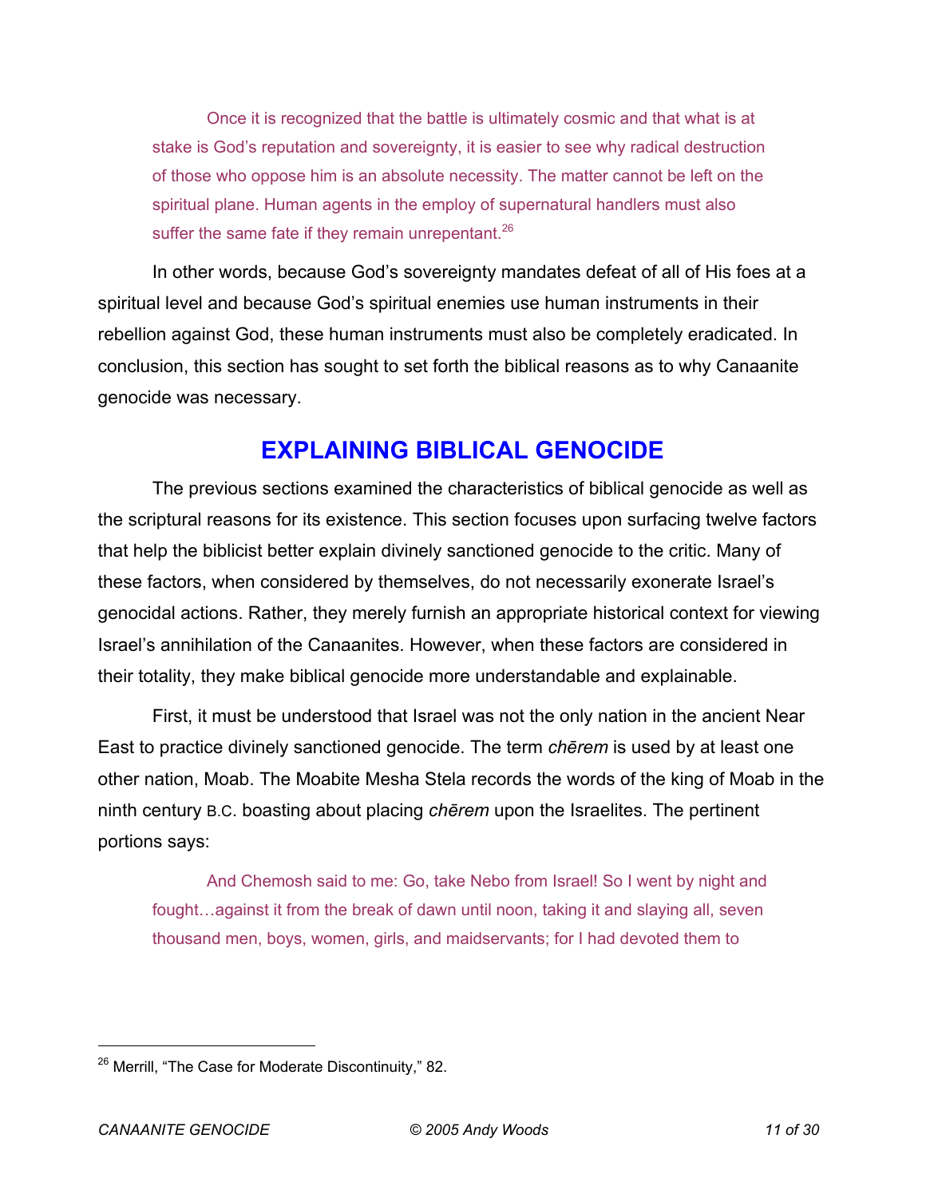> Once it is recognized that the battle is ultimately cosmic and that what is at stake is God's reputation and sovereignty, it is easier to see why radical destruction of those who oppose him is an absolute necessity. The matter cannot be left on the spiritual plane. Human agents in the employ of supernatural handlers must also suffer the same fate if they remain unrepentant.[26]

In other words, because God's sovereignty mandates defeat of all of His foes at a spiritual level and because God's spiritual enemies use human instruments in their rebellion against God, these human instruments must also be completely eradicated. In conclusion, this section has sought to set forth the biblical reasons as to why Canaanite genocide was necessary.

## EXPLAINING BIBLICAL GENOCIDE

The previous sections examined the characteristics of biblical genocide as well as the scriptural reasons for its existence. This section focuses upon surfacing twelve factors that help the biblicist better explain divinely sanctioned genocide to the critic. Many of these factors, when considered by themselves, do not necessarily exonerate Israel's genocidal actions. Rather, they merely furnish an appropriate historical context for viewing Israel's annihilation of the Canaanites. However, when these factors are considered in their totality, they make biblical genocide more understandable and explainable.

First, it must be understood that Israel was not the only nation in the ancient Near East to practice divinely sanctioned genocide. The term *chērem* is used by at least one other nation, Moab. The Moabite Mesha Stela records the words of the king of Moab in the ninth century B.C. boasting about placing *chērem* upon the Israelites. The pertinent portions says:

> And Chemosh said to me: Go, take Nebo from Israel! So I went by night and fought…against it from the break of dawn until noon, taking it and slaying all, seven thousand men, boys, women, girls, and maidservants; for I had devoted them to

---

[26] Merrill, "The Case for Moderate Discontinuity," 82.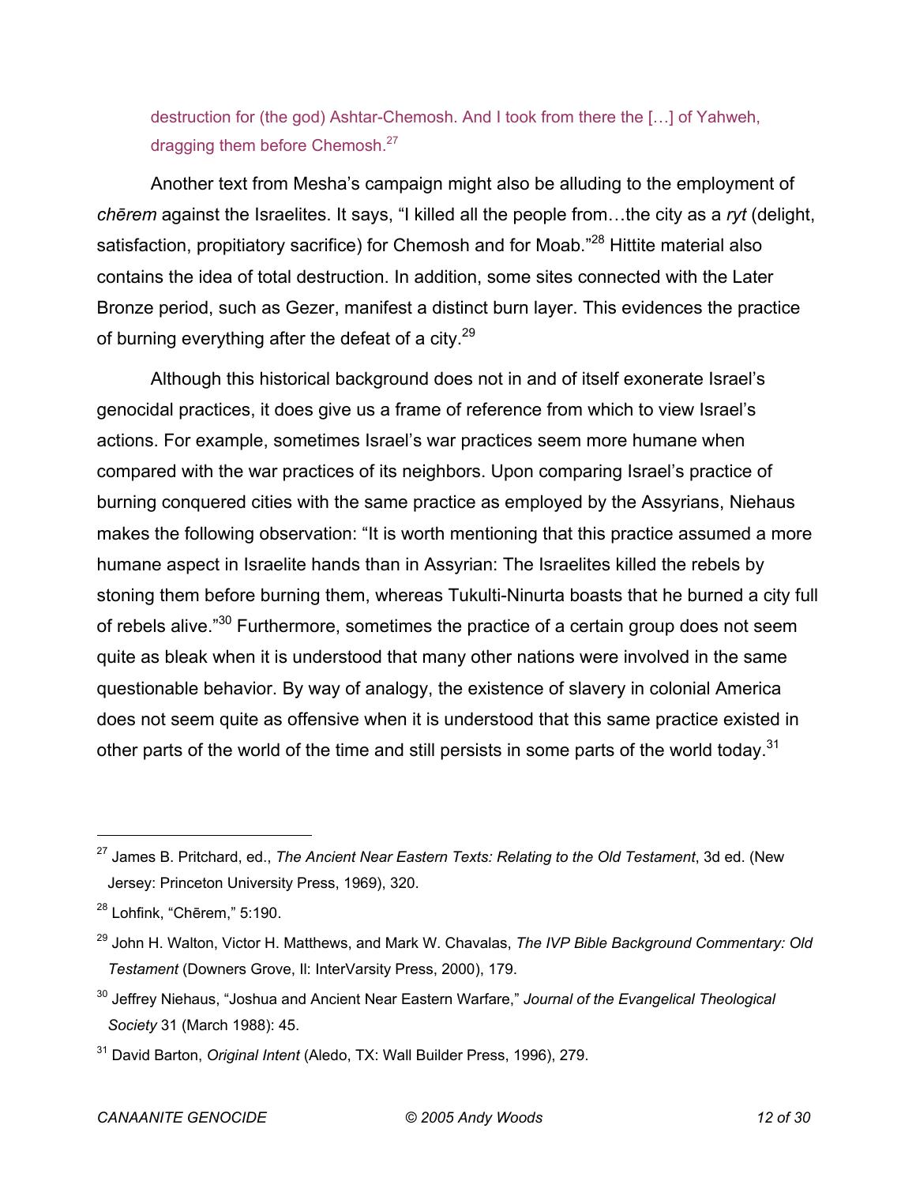> destruction for (the god) Ashtar-Chemosh. And I took from there the […] of Yahweh, dragging them before Chemosh.[27]

Another text from Mesha's campaign might also be alluding to the employment of *chērem* against the Israelites. It says, "I killed all the people from…the city as a *ryt* (delight, satisfaction, propitiatory sacrifice) for Chemosh and for Moab."[28] Hittite material also contains the idea of total destruction. In addition, some sites connected with the Later Bronze period, such as Gezer, manifest a distinct burn layer. This evidences the practice of burning everything after the defeat of a city.[29]

Although this historical background does not in and of itself exonerate Israel's genocidal practices, it does give us a frame of reference from which to view Israel's actions. For example, sometimes Israel's war practices seem more humane when compared with the war practices of its neighbors. Upon comparing Israel's practice of burning conquered cities with the same practice as employed by the Assyrians, Niehaus makes the following observation: "It is worth mentioning that this practice assumed a more humane aspect in Israelite hands than in Assyrian: The Israelites killed the rebels by stoning them before burning them, whereas Tukulti-Ninurta boasts that he burned a city full of rebels alive."[30] Furthermore, sometimes the practice of a certain group does not seem quite as bleak when it is understood that many other nations were involved in the same questionable behavior. By way of analogy, the existence of slavery in colonial America does not seem quite as offensive when it is understood that this same practice existed in other parts of the world of the time and still persists in some parts of the world today.[31]

---

[27] James B. Pritchard, ed., *The Ancient Near Eastern Texts: Relating to the Old Testament*, 3d ed. (New Jersey: Princeton University Press, 1969), 320.

[28] Lohfink, "Chērem," 5:190.

[29] John H. Walton, Victor H. Matthews, and Mark W. Chavalas, *The IVP Bible Background Commentary: Old Testament* (Downers Grove, Il: InterVarsity Press, 2000), 179.

[30] Jeffrey Niehaus, "Joshua and Ancient Near Eastern Warfare," *Journal of the Evangelical Theological Society* 31 (March 1988): 45.

[31] David Barton, *Original Intent* (Aledo, TX: Wall Builder Press, 1996), 279.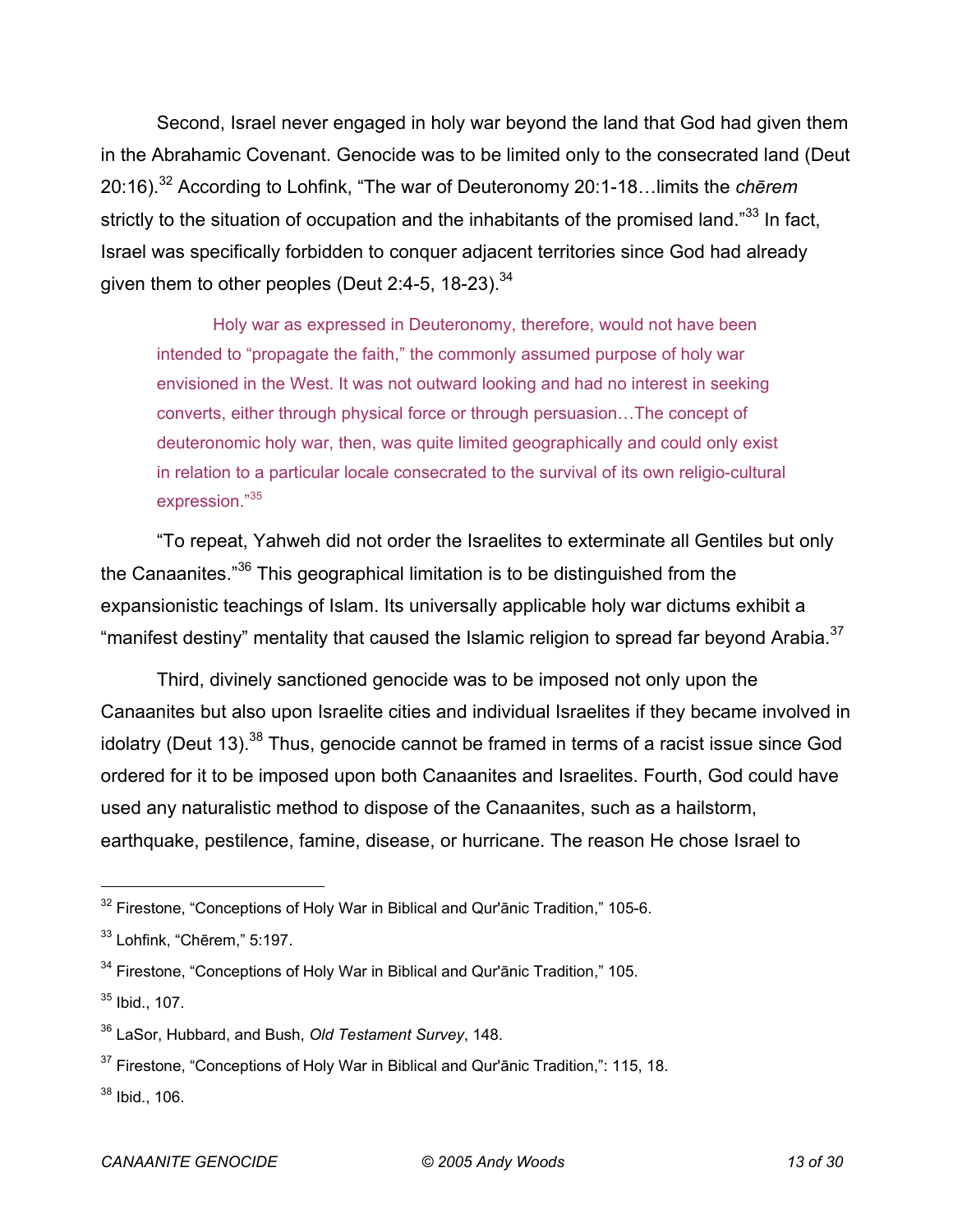Second, Israel never engaged in holy war beyond the land that God had given them in the Abrahamic Covenant. Genocide was to be limited only to the consecrated land (Deut 20:16).[32] According to Lohfink, "The war of Deuteronomy 20:1-18…limits the *chērem* strictly to the situation of occupation and the inhabitants of the promised land."[33] In fact, Israel was specifically forbidden to conquer adjacent territories since God had already given them to other peoples (Deut 2:4-5, 18-23).[34]

> Holy war as expressed in Deuteronomy, therefore, would not have been intended to "propagate the faith," the commonly assumed purpose of holy war envisioned in the West. It was not outward looking and had no interest in seeking converts, either through physical force or through persuasion…The concept of deuteronomic holy war, then, was quite limited geographically and could only exist in relation to a particular locale consecrated to the survival of its own religio-cultural expression."[35]

"To repeat, Yahweh did not order the Israelites to exterminate all Gentiles but only the Canaanites."[36] This geographical limitation is to be distinguished from the expansionistic teachings of Islam. Its universally applicable holy war dictums exhibit a "manifest destiny" mentality that caused the Islamic religion to spread far beyond Arabia.[37]

Third, divinely sanctioned genocide was to be imposed not only upon the Canaanites but also upon Israelite cities and individual Israelites if they became involved in idolatry (Deut 13).[38] Thus, genocide cannot be framed in terms of a racist issue since God ordered for it to be imposed upon both Canaanites and Israelites. Fourth, God could have used any naturalistic method to dispose of the Canaanites, such as a hailstorm, earthquake, pestilence, famine, disease, or hurricane. The reason He chose Israel to

---

[32] Firestone, "Conceptions of Holy War in Biblical and Qur'ānic Tradition," 105-6.

[33] Lohfink, "Chērem," 5:197.

[34] Firestone, "Conceptions of Holy War in Biblical and Qur'ānic Tradition," 105.

[35] Ibid., 107.

[36] LaSor, Hubbard, and Bush, *Old Testament Survey*, 148.

[37] Firestone, "Conceptions of Holy War in Biblical and Qur'ānic Tradition,": 115, 18.

[38] Ibid., 106.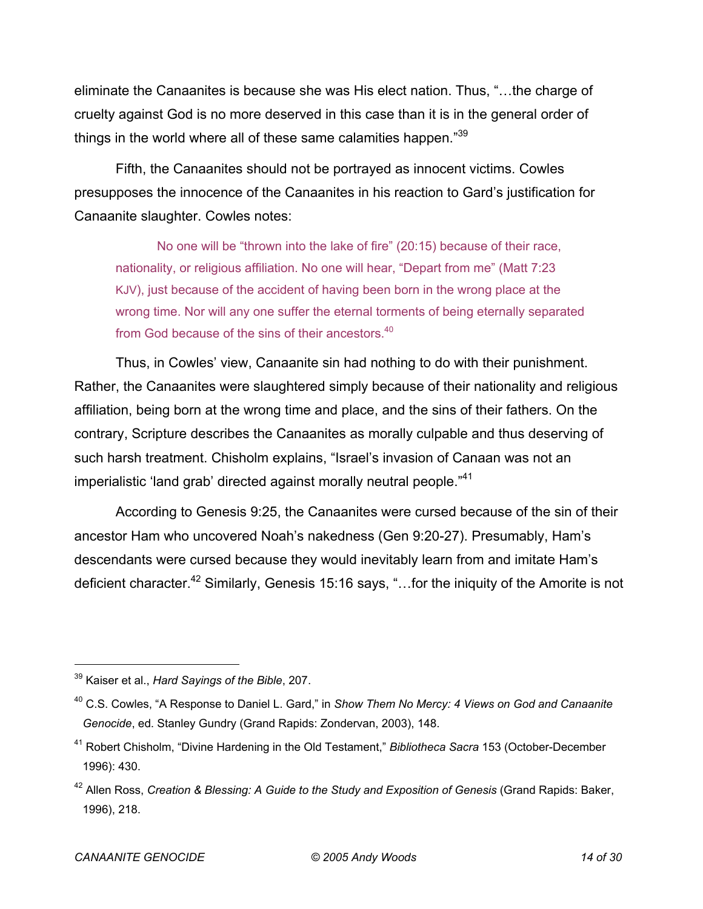eliminate the Canaanites is because she was His elect nation. Thus, "…the charge of cruelty against God is no more deserved in this case than it is in the general order of things in the world where all of these same calamities happen."[39]

Fifth, the Canaanites should not be portrayed as innocent victims. Cowles presupposes the innocence of the Canaanites in his reaction to Gard's justification for Canaanite slaughter. Cowles notes:

> No one will be "thrown into the lake of fire" (20:15) because of their race, nationality, or religious affiliation. No one will hear, "Depart from me" (Matt 7:23 KJV), just because of the accident of having been born in the wrong place at the wrong time. Nor will any one suffer the eternal torments of being eternally separated from God because of the sins of their ancestors.[40]

Thus, in Cowles' view, Canaanite sin had nothing to do with their punishment. Rather, the Canaanites were slaughtered simply because of their nationality and religious affiliation, being born at the wrong time and place, and the sins of their fathers. On the contrary, Scripture describes the Canaanites as morally culpable and thus deserving of such harsh treatment. Chisholm explains, "Israel's invasion of Canaan was not an imperialistic 'land grab' directed against morally neutral people."[41]

According to Genesis 9:25, the Canaanites were cursed because of the sin of their ancestor Ham who uncovered Noah's nakedness (Gen 9:20-27). Presumably, Ham's descendants were cursed because they would inevitably learn from and imitate Ham's deficient character.[42] Similarly, Genesis 15:16 says, "…for the iniquity of the Amorite is not

---

[39] Kaiser et al., *Hard Sayings of the Bible*, 207.

[40] C.S. Cowles, "A Response to Daniel L. Gard," in *Show Them No Mercy: 4 Views on God and Canaanite Genocide*, ed. Stanley Gundry (Grand Rapids: Zondervan, 2003), 148.

[41] Robert Chisholm, "Divine Hardening in the Old Testament," *Bibliotheca Sacra* 153 (October-December 1996): 430.

[42] Allen Ross, *Creation & Blessing: A Guide to the Study and Exposition of Genesis* (Grand Rapids: Baker, 1996), 218.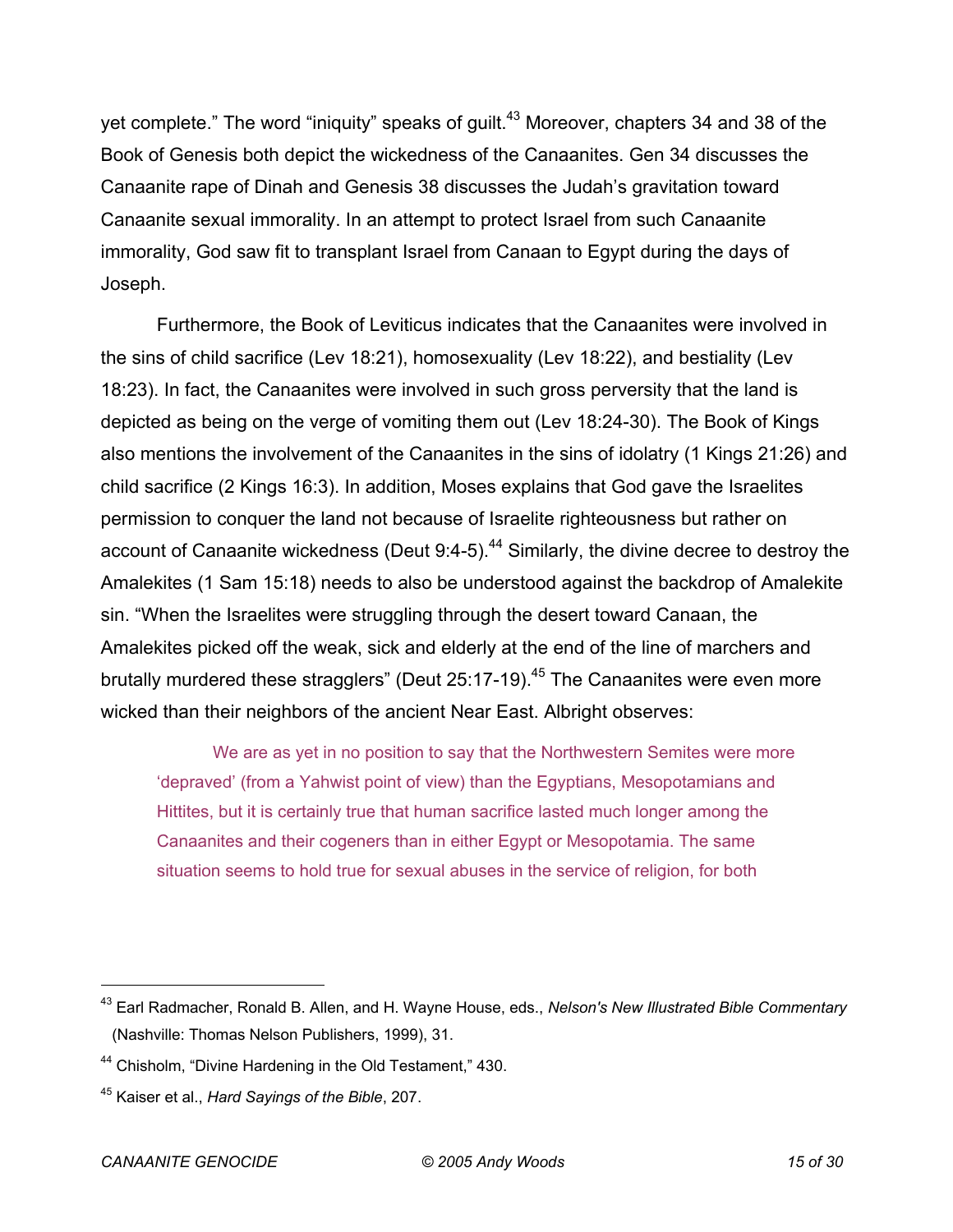yet complete." The word "iniquity" speaks of guilt.[43] Moreover, chapters 34 and 38 of the Book of Genesis both depict the wickedness of the Canaanites. Gen 34 discusses the Canaanite rape of Dinah and Genesis 38 discusses the Judah's gravitation toward Canaanite sexual immorality. In an attempt to protect Israel from such Canaanite immorality, God saw fit to transplant Israel from Canaan to Egypt during the days of Joseph.

Furthermore, the Book of Leviticus indicates that the Canaanites were involved in the sins of child sacrifice (Lev 18:21), homosexuality (Lev 18:22), and bestiality (Lev 18:23). In fact, the Canaanites were involved in such gross perversity that the land is depicted as being on the verge of vomiting them out (Lev 18:24-30). The Book of Kings also mentions the involvement of the Canaanites in the sins of idolatry (1 Kings 21:26) and child sacrifice (2 Kings 16:3). In addition, Moses explains that God gave the Israelites permission to conquer the land not because of Israelite righteousness but rather on account of Canaanite wickedness (Deut 9:4-5).[44] Similarly, the divine decree to destroy the Amalekites (1 Sam 15:18) needs to also be understood against the backdrop of Amalekite sin. "When the Israelites were struggling through the desert toward Canaan, the Amalekites picked off the weak, sick and elderly at the end of the line of marchers and brutally murdered these stragglers" (Deut 25:17-19).[45] The Canaanites were even more wicked than their neighbors of the ancient Near East. Albright observes:

> We are as yet in no position to say that the Northwestern Semites were more 'depraved' (from a Yahwist point of view) than the Egyptians, Mesopotamians and Hittites, but it is certainly true that human sacrifice lasted much longer among the Canaanites and their cogeners than in either Egypt or Mesopotamia. The same situation seems to hold true for sexual abuses in the service of religion, for both

---

[43] Earl Radmacher, Ronald B. Allen, and H. Wayne House, eds., *Nelson's New Illustrated Bible Commentary* (Nashville: Thomas Nelson Publishers, 1999), 31.

[44] Chisholm, "Divine Hardening in the Old Testament," 430.

[45] Kaiser et al., *Hard Sayings of the Bible*, 207.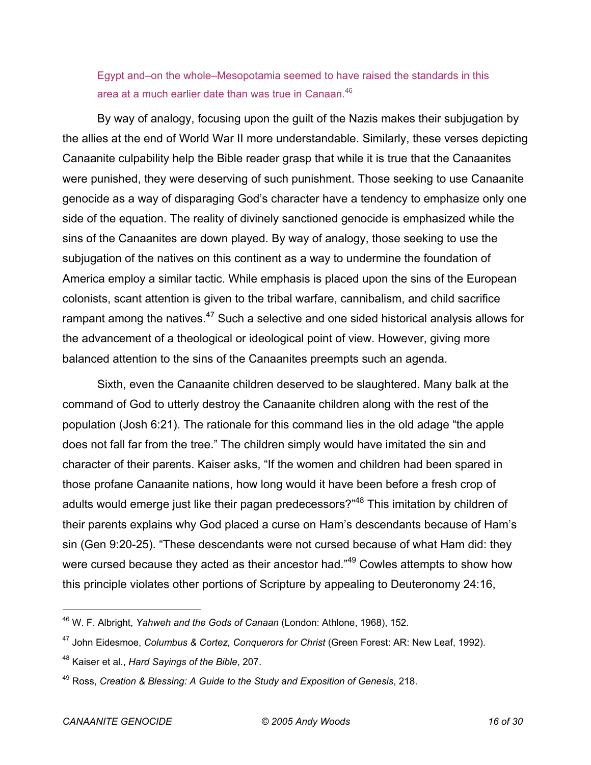Egypt and–on the whole–Mesopotamia seemed to have raised the standards in this area at a much earlier date than was true in Canaan.[46]

By way of analogy, focusing upon the guilt of the Nazis makes their subjugation by the allies at the end of World War II more understandable. Similarly, these verses depicting Canaanite culpability help the Bible reader grasp that while it is true that the Canaanites were punished, they were deserving of such punishment. Those seeking to use Canaanite genocide as a way of disparaging God's character have a tendency to emphasize only one side of the equation. The reality of divinely sanctioned genocide is emphasized while the sins of the Canaanites are down played. By way of analogy, those seeking to use the subjugation of the natives on this continent as a way to undermine the foundation of America employ a similar tactic. While emphasis is placed upon the sins of the European colonists, scant attention is given to the tribal warfare, cannibalism, and child sacrifice rampant among the natives.[47] Such a selective and one sided historical analysis allows for the advancement of a theological or ideological point of view. However, giving more balanced attention to the sins of the Canaanites preempts such an agenda.

Sixth, even the Canaanite children deserved to be slaughtered. Many balk at the command of God to utterly destroy the Canaanite children along with the rest of the population (Josh 6:21). The rationale for this command lies in the old adage "the apple does not fall far from the tree." The children simply would have imitated the sin and character of their parents. Kaiser asks, "If the women and children had been spared in those profane Canaanite nations, how long would it have been before a fresh crop of adults would emerge just like their pagan predecessors?"[48] This imitation by children of their parents explains why God placed a curse on Ham's descendants because of Ham's sin (Gen 9:20-25). "These descendants were not cursed because of what Ham did: they were cursed because they acted as their ancestor had."[49] Cowles attempts to show how this principle violates other portions of Scripture by appealing to Deuteronomy 24:16,

---

[46] W. F. Albright, *Yahweh and the Gods of Canaan* (London: Athlone, 1968), 152.

[47] John Eidesmoe, *Columbus & Cortez, Conquerors for Christ* (Green Forest: AR: New Leaf, 1992).

[48] Kaiser et al., *Hard Sayings of the Bible*, 207.

[49] Ross, *Creation & Blessing: A Guide to the Study and Exposition of Genesis*, 218.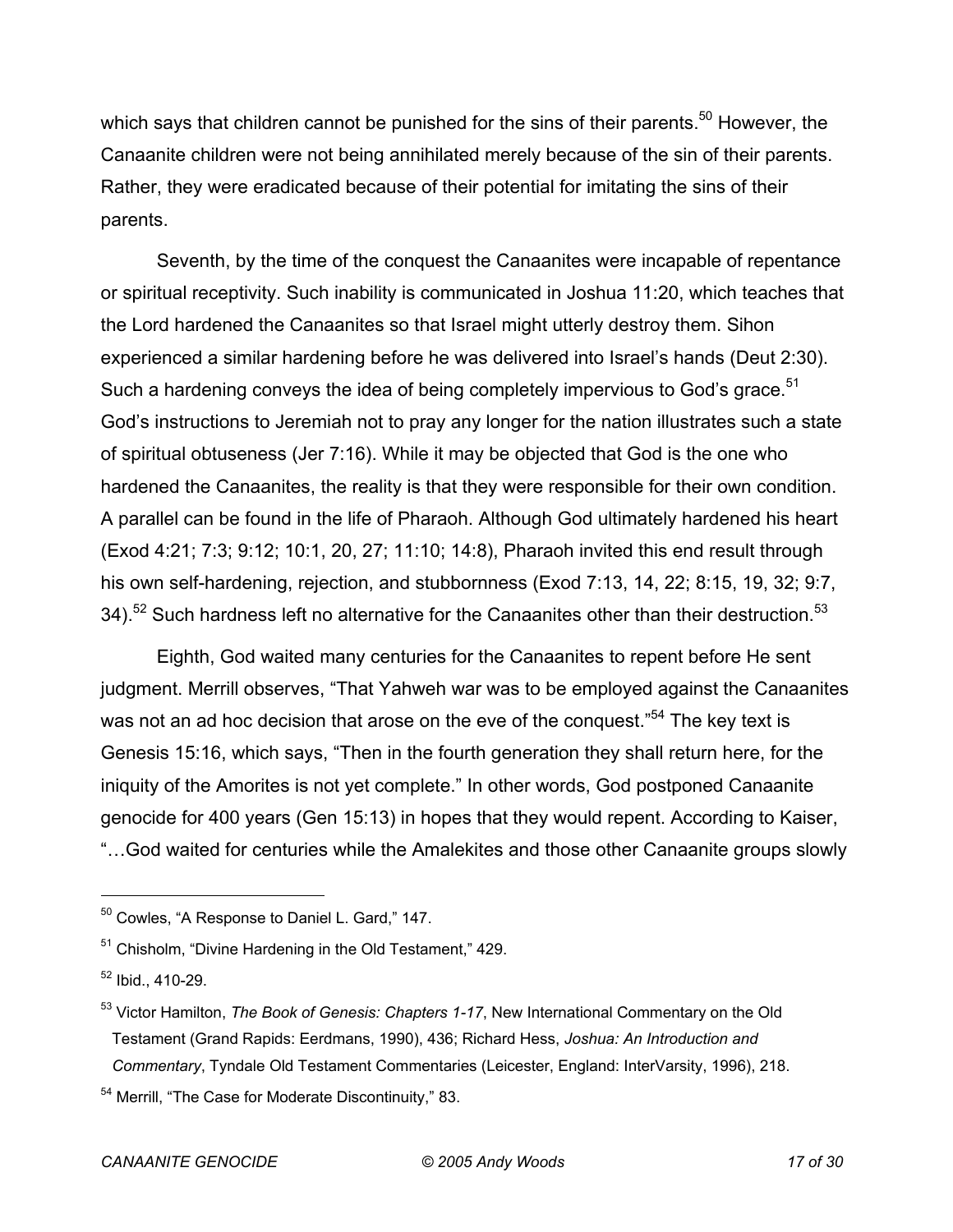which says that children cannot be punished for the sins of their parents.[50] However, the Canaanite children were not being annihilated merely because of the sin of their parents. Rather, they were eradicated because of their potential for imitating the sins of their parents.

Seventh, by the time of the conquest the Canaanites were incapable of repentance or spiritual receptivity. Such inability is communicated in Joshua 11:20, which teaches that the Lord hardened the Canaanites so that Israel might utterly destroy them. Sihon experienced a similar hardening before he was delivered into Israel's hands (Deut 2:30). Such a hardening conveys the idea of being completely impervious to God's grace.[51] God's instructions to Jeremiah not to pray any longer for the nation illustrates such a state of spiritual obtuseness (Jer 7:16). While it may be objected that God is the one who hardened the Canaanites, the reality is that they were responsible for their own condition. A parallel can be found in the life of Pharaoh. Although God ultimately hardened his heart (Exod 4:21; 7:3; 9:12; 10:1, 20, 27; 11:10; 14:8), Pharaoh invited this end result through his own self-hardening, rejection, and stubbornness (Exod 7:13, 14, 22; 8:15, 19, 32; 9:7, 34).[52] Such hardness left no alternative for the Canaanites other than their destruction.[53]

Eighth, God waited many centuries for the Canaanites to repent before He sent judgment. Merrill observes, "That Yahweh war was to be employed against the Canaanites was not an ad hoc decision that arose on the eve of the conquest."[54] The key text is Genesis 15:16, which says, "Then in the fourth generation they shall return here, for the iniquity of the Amorites is not yet complete." In other words, God postponed Canaanite genocide for 400 years (Gen 15:13) in hopes that they would repent. According to Kaiser, "…God waited for centuries while the Amalekites and those other Canaanite groups slowly

---

[50] Cowles, "A Response to Daniel L. Gard," 147.

[51] Chisholm, "Divine Hardening in the Old Testament," 429.

[52] Ibid., 410-29.

[53] Victor Hamilton, *The Book of Genesis: Chapters 1-17*, New International Commentary on the Old Testament (Grand Rapids: Eerdmans, 1990), 436; Richard Hess, *Joshua: An Introduction and Commentary*, Tyndale Old Testament Commentaries (Leicester, England: InterVarsity, 1996), 218.

[54] Merrill, "The Case for Moderate Discontinuity," 83.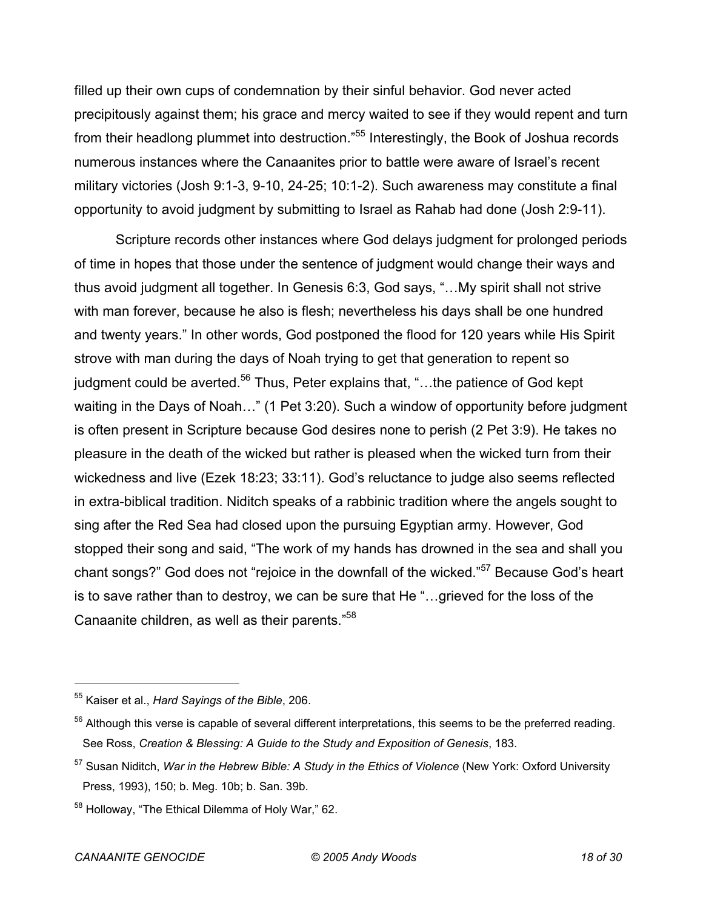filled up their own cups of condemnation by their sinful behavior. God never acted precipitously against them; his grace and mercy waited to see if they would repent and turn from their headlong plummet into destruction."[55] Interestingly, the Book of Joshua records numerous instances where the Canaanites prior to battle were aware of Israel's recent military victories (Josh 9:1-3, 9-10, 24-25; 10:1-2). Such awareness may constitute a final opportunity to avoid judgment by submitting to Israel as Rahab had done (Josh 2:9-11).

Scripture records other instances where God delays judgment for prolonged periods of time in hopes that those under the sentence of judgment would change their ways and thus avoid judgment all together. In Genesis 6:3, God says, "…My spirit shall not strive with man forever, because he also is flesh; nevertheless his days shall be one hundred and twenty years." In other words, God postponed the flood for 120 years while His Spirit strove with man during the days of Noah trying to get that generation to repent so judgment could be averted.[56] Thus, Peter explains that, "…the patience of God kept waiting in the Days of Noah…" (1 Pet 3:20). Such a window of opportunity before judgment is often present in Scripture because God desires none to perish (2 Pet 3:9). He takes no pleasure in the death of the wicked but rather is pleased when the wicked turn from their wickedness and live (Ezek 18:23; 33:11). God's reluctance to judge also seems reflected in extra-biblical tradition. Niditch speaks of a rabbinic tradition where the angels sought to sing after the Red Sea had closed upon the pursuing Egyptian army. However, God stopped their song and said, "The work of my hands has drowned in the sea and shall you chant songs?" God does not "rejoice in the downfall of the wicked."[57] Because God's heart is to save rather than to destroy, we can be sure that He "…grieved for the loss of the Canaanite children, as well as their parents."[58]

---

[55] Kaiser et al., *Hard Sayings of the Bible*, 206.

[56] Although this verse is capable of several different interpretations, this seems to be the preferred reading. See Ross, *Creation & Blessing: A Guide to the Study and Exposition of Genesis*, 183.

[57] Susan Niditch, *War in the Hebrew Bible: A Study in the Ethics of Violence* (New York: Oxford University Press, 1993), 150; b. Meg. 10b; b. San. 39b.

[58] Holloway, "The Ethical Dilemma of Holy War," 62.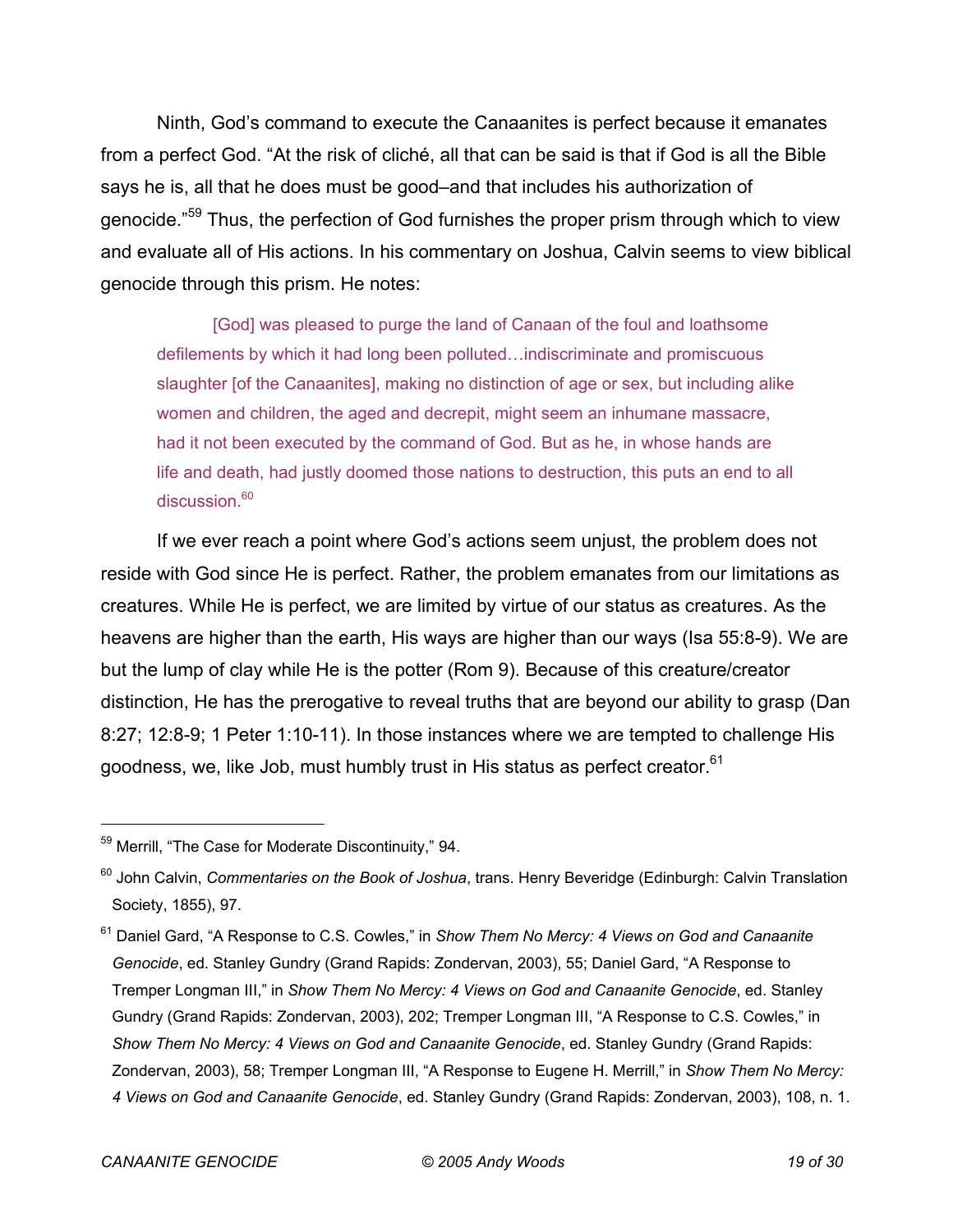Ninth, God's command to execute the Canaanites is perfect because it emanates from a perfect God. "At the risk of cliché, all that can be said is that if God is all the Bible says he is, all that he does must be good–and that includes his authorization of genocide."[59] Thus, the perfection of God furnishes the proper prism through which to view and evaluate all of His actions. In his commentary on Joshua, Calvin seems to view biblical genocide through this prism. He notes:

> [God] was pleased to purge the land of Canaan of the foul and loathsome defilements by which it had long been polluted…indiscriminate and promiscuous slaughter [of the Canaanites], making no distinction of age or sex, but including alike women and children, the aged and decrepit, might seem an inhumane massacre, had it not been executed by the command of God. But as he, in whose hands are life and death, had justly doomed those nations to destruction, this puts an end to all discussion.[60]

If we ever reach a point where God's actions seem unjust, the problem does not reside with God since He is perfect. Rather, the problem emanates from our limitations as creatures. While He is perfect, we are limited by virtue of our status as creatures. As the heavens are higher than the earth, His ways are higher than our ways (Isa 55:8-9). We are but the lump of clay while He is the potter (Rom 9). Because of this creature/creator distinction, He has the prerogative to reveal truths that are beyond our ability to grasp (Dan 8:27; 12:8-9; 1 Peter 1:10-11). In those instances where we are tempted to challenge His goodness, we, like Job, must humbly trust in His status as perfect creator.[61]

---

[59] Merrill, "The Case for Moderate Discontinuity," 94.

[60] John Calvin, *Commentaries on the Book of Joshua*, trans. Henry Beveridge (Edinburgh: Calvin Translation Society, 1855), 97.

[61] Daniel Gard, "A Response to C.S. Cowles," in *Show Them No Mercy: 4 Views on God and Canaanite Genocide*, ed. Stanley Gundry (Grand Rapids: Zondervan, 2003), 55; Daniel Gard, "A Response to Tremper Longman III," in *Show Them No Mercy: 4 Views on God and Canaanite Genocide*, ed. Stanley Gundry (Grand Rapids: Zondervan, 2003), 202; Tremper Longman III, "A Response to C.S. Cowles," in *Show Them No Mercy: 4 Views on God and Canaanite Genocide*, ed. Stanley Gundry (Grand Rapids: Zondervan, 2003), 58; Tremper Longman III, "A Response to Eugene H. Merrill," in *Show Them No Mercy: 4 Views on God and Canaanite Genocide*, ed. Stanley Gundry (Grand Rapids: Zondervan, 2003), 108, n. 1.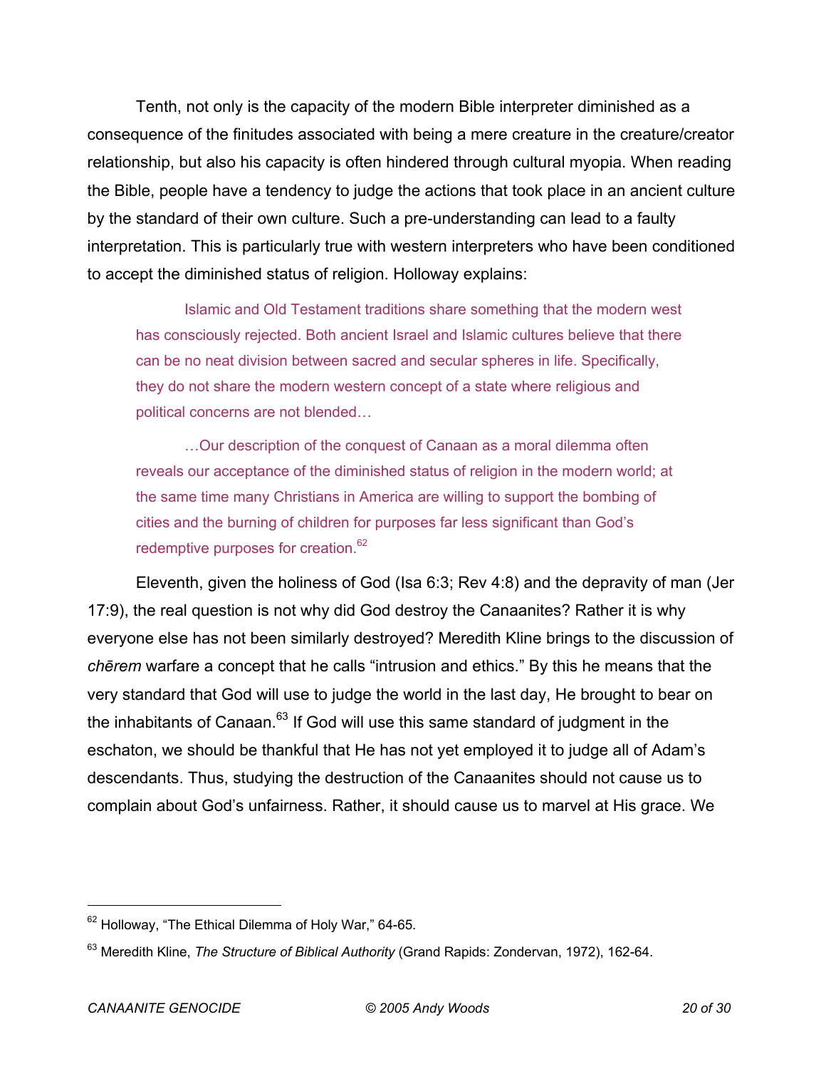Tenth, not only is the capacity of the modern Bible interpreter diminished as a consequence of the finitudes associated with being a mere creature in the creature/creator relationship, but also his capacity is often hindered through cultural myopia. When reading the Bible, people have a tendency to judge the actions that took place in an ancient culture by the standard of their own culture. Such a pre-understanding can lead to a faulty interpretation. This is particularly true with western interpreters who have been conditioned to accept the diminished status of religion. Holloway explains:

> Islamic and Old Testament traditions share something that the modern west has consciously rejected. Both ancient Israel and Islamic cultures believe that there can be no neat division between sacred and secular spheres in life. Specifically, they do not share the modern western concept of a state where religious and political concerns are not blended…
>
> …Our description of the conquest of Canaan as a moral dilemma often reveals our acceptance of the diminished status of religion in the modern world; at the same time many Christians in America are willing to support the bombing of cities and the burning of children for purposes far less significant than God's redemptive purposes for creation.[62]

Eleventh, given the holiness of God (Isa 6:3; Rev 4:8) and the depravity of man (Jer 17:9), the real question is not why did God destroy the Canaanites? Rather it is why everyone else has not been similarly destroyed? Meredith Kline brings to the discussion of *chērem* warfare a concept that he calls "intrusion and ethics." By this he means that the very standard that God will use to judge the world in the last day, He brought to bear on the inhabitants of Canaan.[63] If God will use this same standard of judgment in the eschaton, we should be thankful that He has not yet employed it to judge all of Adam's descendants. Thus, studying the destruction of the Canaanites should not cause us to complain about God's unfairness. Rather, it should cause us to marvel at His grace. We

---

[62] Holloway, "The Ethical Dilemma of Holy War," 64-65.

[63] Meredith Kline, *The Structure of Biblical Authority* (Grand Rapids: Zondervan, 1972), 162-64.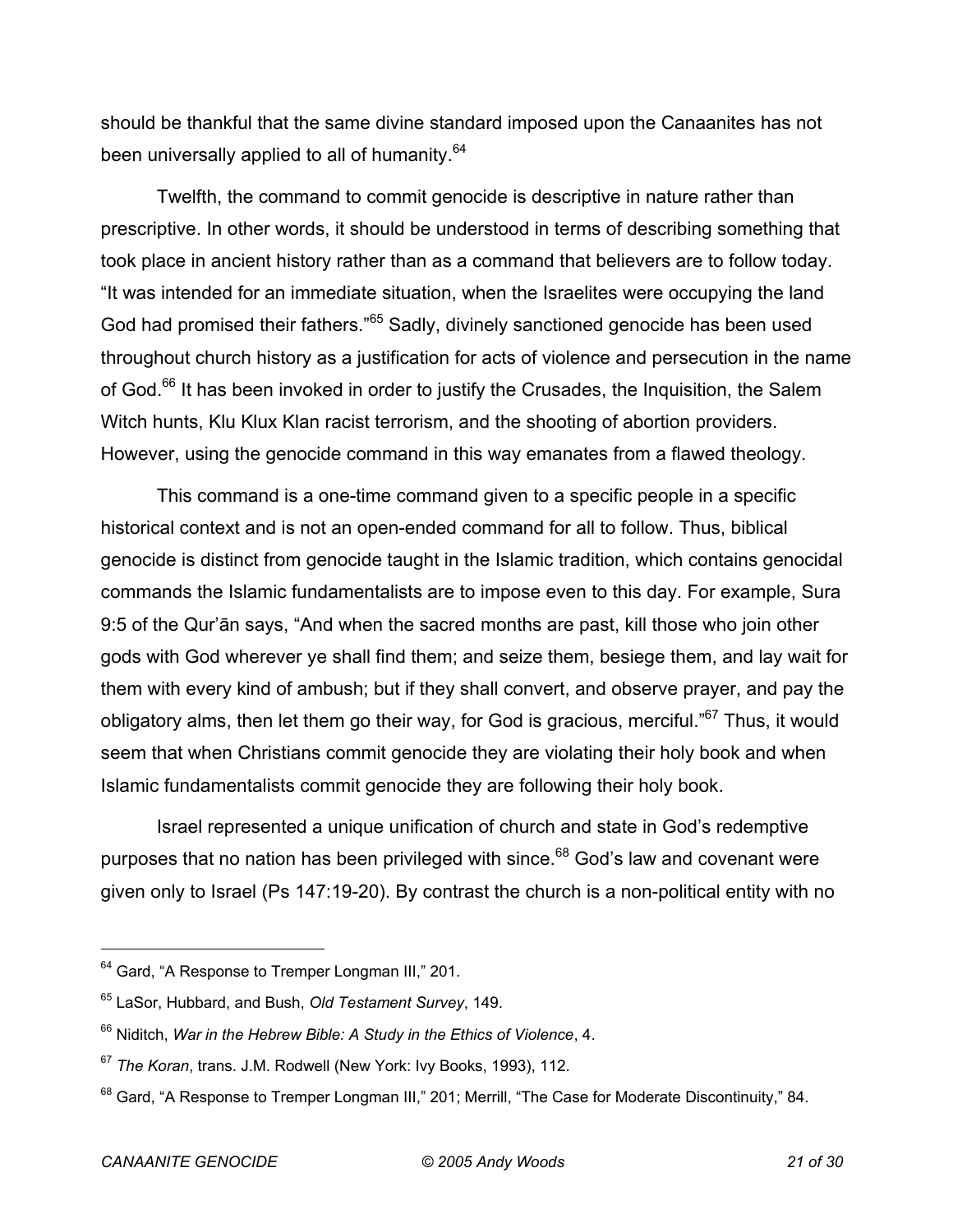should be thankful that the same divine standard imposed upon the Canaanites has not been universally applied to all of humanity.[64]

Twelfth, the command to commit genocide is descriptive in nature rather than prescriptive. In other words, it should be understood in terms of describing something that took place in ancient history rather than as a command that believers are to follow today. "It was intended for an immediate situation, when the Israelites were occupying the land God had promised their fathers."[65] Sadly, divinely sanctioned genocide has been used throughout church history as a justification for acts of violence and persecution in the name of God.[66] It has been invoked in order to justify the Crusades, the Inquisition, the Salem Witch hunts, Klu Klux Klan racist terrorism, and the shooting of abortion providers. However, using the genocide command in this way emanates from a flawed theology.

This command is a one-time command given to a specific people in a specific historical context and is not an open-ended command for all to follow. Thus, biblical genocide is distinct from genocide taught in the Islamic tradition, which contains genocidal commands the Islamic fundamentalists are to impose even to this day. For example, Sura 9:5 of the Qur'ān says, "And when the sacred months are past, kill those who join other gods with God wherever ye shall find them; and seize them, besiege them, and lay wait for them with every kind of ambush; but if they shall convert, and observe prayer, and pay the obligatory alms, then let them go their way, for God is gracious, merciful."[67] Thus, it would seem that when Christians commit genocide they are violating their holy book and when Islamic fundamentalists commit genocide they are following their holy book.

Israel represented a unique unification of church and state in God's redemptive purposes that no nation has been privileged with since.[68] God's law and covenant were given only to Israel (Ps 147:19-20). By contrast the church is a non-political entity with no

---

[64] Gard, "A Response to Tremper Longman III," 201.

[65] LaSor, Hubbard, and Bush, *Old Testament Survey*, 149.

[66] Niditch, *War in the Hebrew Bible: A Study in the Ethics of Violence*, 4.

[67] *The Koran*, trans. J.M. Rodwell (New York: Ivy Books, 1993), 112.

[68] Gard, "A Response to Tremper Longman III," 201; Merrill, "The Case for Moderate Discontinuity," 84.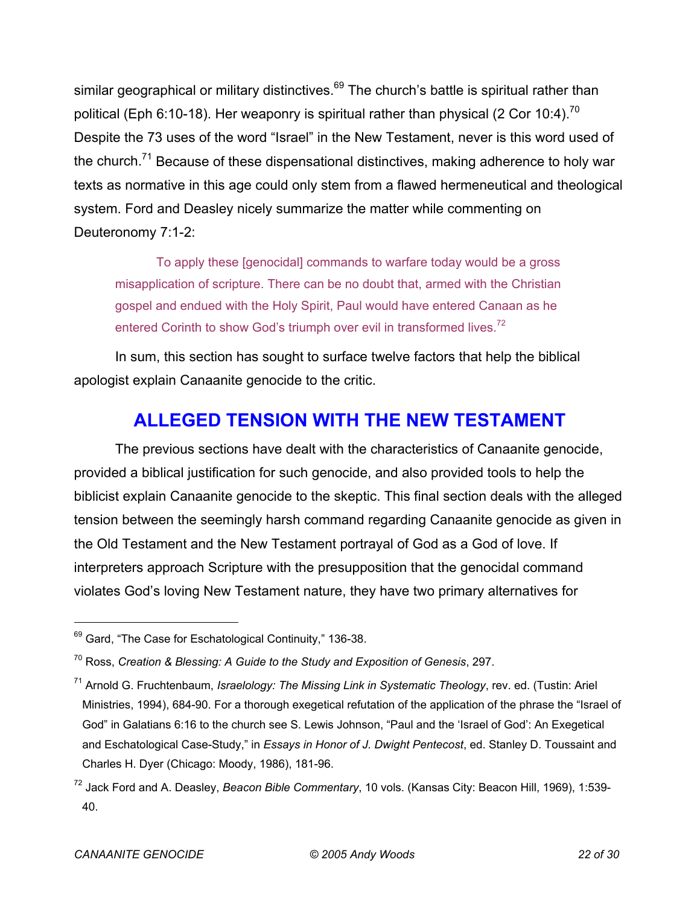similar geographical or military distinctives.[69] The church's battle is spiritual rather than political (Eph 6:10-18). Her weaponry is spiritual rather than physical (2 Cor 10:4).[70] Despite the 73 uses of the word "Israel" in the New Testament, never is this word used of the church.[71] Because of these dispensational distinctives, making adherence to holy war texts as normative in this age could only stem from a flawed hermeneutical and theological system. Ford and Deasley nicely summarize the matter while commenting on Deuteronomy 7:1-2:

> To apply these [genocidal] commands to warfare today would be a gross misapplication of scripture. There can be no doubt that, armed with the Christian gospel and endued with the Holy Spirit, Paul would have entered Canaan as he entered Corinth to show God's triumph over evil in transformed lives.[72]

In sum, this section has sought to surface twelve factors that help the biblical apologist explain Canaanite genocide to the critic.

## ALLEGED TENSION WITH THE NEW TESTAMENT

The previous sections have dealt with the characteristics of Canaanite genocide, provided a biblical justification for such genocide, and also provided tools to help the biblicist explain Canaanite genocide to the skeptic. This final section deals with the alleged tension between the seemingly harsh command regarding Canaanite genocide as given in the Old Testament and the New Testament portrayal of God as a God of love. If interpreters approach Scripture with the presupposition that the genocidal command violates God's loving New Testament nature, they have two primary alternatives for

---

[69] Gard, "The Case for Eschatological Continuity," 136-38.

[70] Ross, *Creation & Blessing: A Guide to the Study and Exposition of Genesis*, 297.

[71] Arnold G. Fruchtenbaum, *Israelology: The Missing Link in Systematic Theology*, rev. ed. (Tustin: Ariel Ministries, 1994), 684-90. For a thorough exegetical refutation of the application of the phrase the "Israel of God" in Galatians 6:16 to the church see S. Lewis Johnson, "Paul and the 'Israel of God': An Exegetical and Eschatological Case-Study," in *Essays in Honor of J. Dwight Pentecost*, ed. Stanley D. Toussaint and Charles H. Dyer (Chicago: Moody, 1986), 181-96.

[72] Jack Ford and A. Deasley, *Beacon Bible Commentary*, 10 vols. (Kansas City: Beacon Hill, 1969), 1:539-40.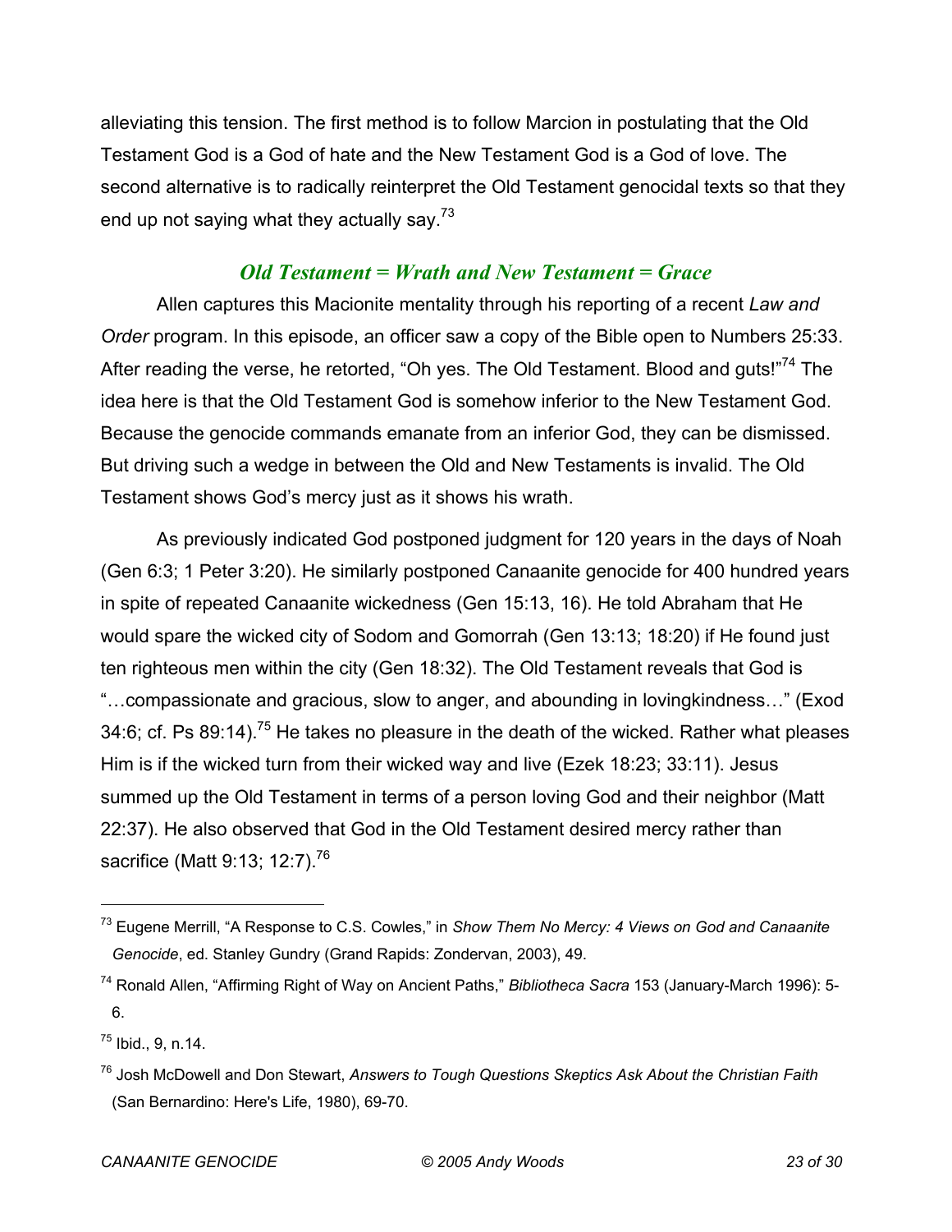alleviating this tension. The first method is to follow Marcion in postulating that the Old Testament God is a God of hate and the New Testament God is a God of love. The second alternative is to radically reinterpret the Old Testament genocidal texts so that they end up not saying what they actually say.[73]

### *Old Testament = Wrath and New Testament = Grace*

Allen captures this Macionite mentality through his reporting of a recent *Law and Order* program. In this episode, an officer saw a copy of the Bible open to Numbers 25:33. After reading the verse, he retorted, "Oh yes. The Old Testament. Blood and guts!"[74] The idea here is that the Old Testament God is somehow inferior to the New Testament God. Because the genocide commands emanate from an inferior God, they can be dismissed. But driving such a wedge in between the Old and New Testaments is invalid. The Old Testament shows God's mercy just as it shows his wrath.

As previously indicated God postponed judgment for 120 years in the days of Noah (Gen 6:3; 1 Peter 3:20). He similarly postponed Canaanite genocide for 400 hundred years in spite of repeated Canaanite wickedness (Gen 15:13, 16). He told Abraham that He would spare the wicked city of Sodom and Gomorrah (Gen 13:13; 18:20) if He found just ten righteous men within the city (Gen 18:32). The Old Testament reveals that God is "…compassionate and gracious, slow to anger, and abounding in lovingkindness…" (Exod 34:6; cf. Ps 89:14).[75] He takes no pleasure in the death of the wicked. Rather what pleases Him is if the wicked turn from their wicked way and live (Ezek 18:23; 33:11). Jesus summed up the Old Testament in terms of a person loving God and their neighbor (Matt 22:37). He also observed that God in the Old Testament desired mercy rather than sacrifice (Matt 9:13; 12:7).[76]

---

[73] Eugene Merrill, "A Response to C.S. Cowles," in *Show Them No Mercy: 4 Views on God and Canaanite Genocide*, ed. Stanley Gundry (Grand Rapids: Zondervan, 2003), 49.

[74] Ronald Allen, "Affirming Right of Way on Ancient Paths," *Bibliotheca Sacra* 153 (January-March 1996): 5-6.

[75] Ibid., 9, n.14.

[76] Josh McDowell and Don Stewart, *Answers to Tough Questions Skeptics Ask About the Christian Faith* (San Bernardino: Here's Life, 1980), 69-70.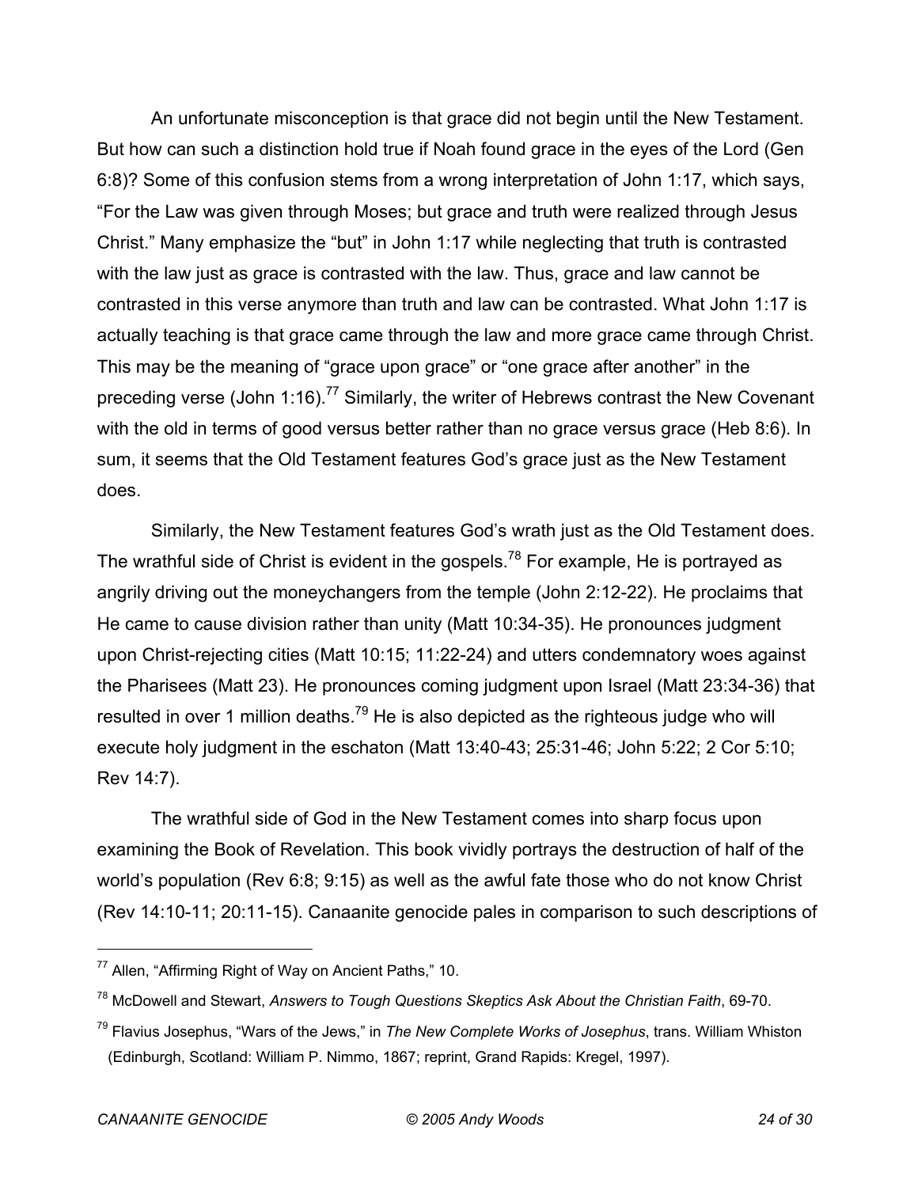An unfortunate misconception is that grace did not begin until the New Testament. But how can such a distinction hold true if Noah found grace in the eyes of the Lord (Gen 6:8)? Some of this confusion stems from a wrong interpretation of John 1:17, which says, "For the Law was given through Moses; but grace and truth were realized through Jesus Christ." Many emphasize the "but" in John 1:17 while neglecting that truth is contrasted with the law just as grace is contrasted with the law. Thus, grace and law cannot be contrasted in this verse anymore than truth and law can be contrasted. What John 1:17 is actually teaching is that grace came through the law and more grace came through Christ. This may be the meaning of "grace upon grace" or "one grace after another" in the preceding verse (John 1:16).[77] Similarly, the writer of Hebrews contrast the New Covenant with the old in terms of good versus better rather than no grace versus grace (Heb 8:6). In sum, it seems that the Old Testament features God's grace just as the New Testament does.

Similarly, the New Testament features God's wrath just as the Old Testament does. The wrathful side of Christ is evident in the gospels.[78] For example, He is portrayed as angrily driving out the moneychangers from the temple (John 2:12-22). He proclaims that He came to cause division rather than unity (Matt 10:34-35). He pronounces judgment upon Christ-rejecting cities (Matt 10:15; 11:22-24) and utters condemnatory woes against the Pharisees (Matt 23). He pronounces coming judgment upon Israel (Matt 23:34-36) that resulted in over 1 million deaths.[79] He is also depicted as the righteous judge who will execute holy judgment in the eschaton (Matt 13:40-43; 25:31-46; John 5:22; 2 Cor 5:10; Rev 14:7).

The wrathful side of God in the New Testament comes into sharp focus upon examining the Book of Revelation. This book vividly portrays the destruction of half of the world's population (Rev 6:8; 9:15) as well as the awful fate those who do not know Christ (Rev 14:10-11; 20:11-15). Canaanite genocide pales in comparison to such descriptions of

---

[77] Allen, "Affirming Right of Way on Ancient Paths," 10.

[78] McDowell and Stewart, *Answers to Tough Questions Skeptics Ask About the Christian Faith*, 69-70.

[79] Flavius Josephus, "Wars of the Jews," in *The New Complete Works of Josephus*, trans. William Whiston (Edinburgh, Scotland: William P. Nimmo, 1867; reprint, Grand Rapids: Kregel, 1997).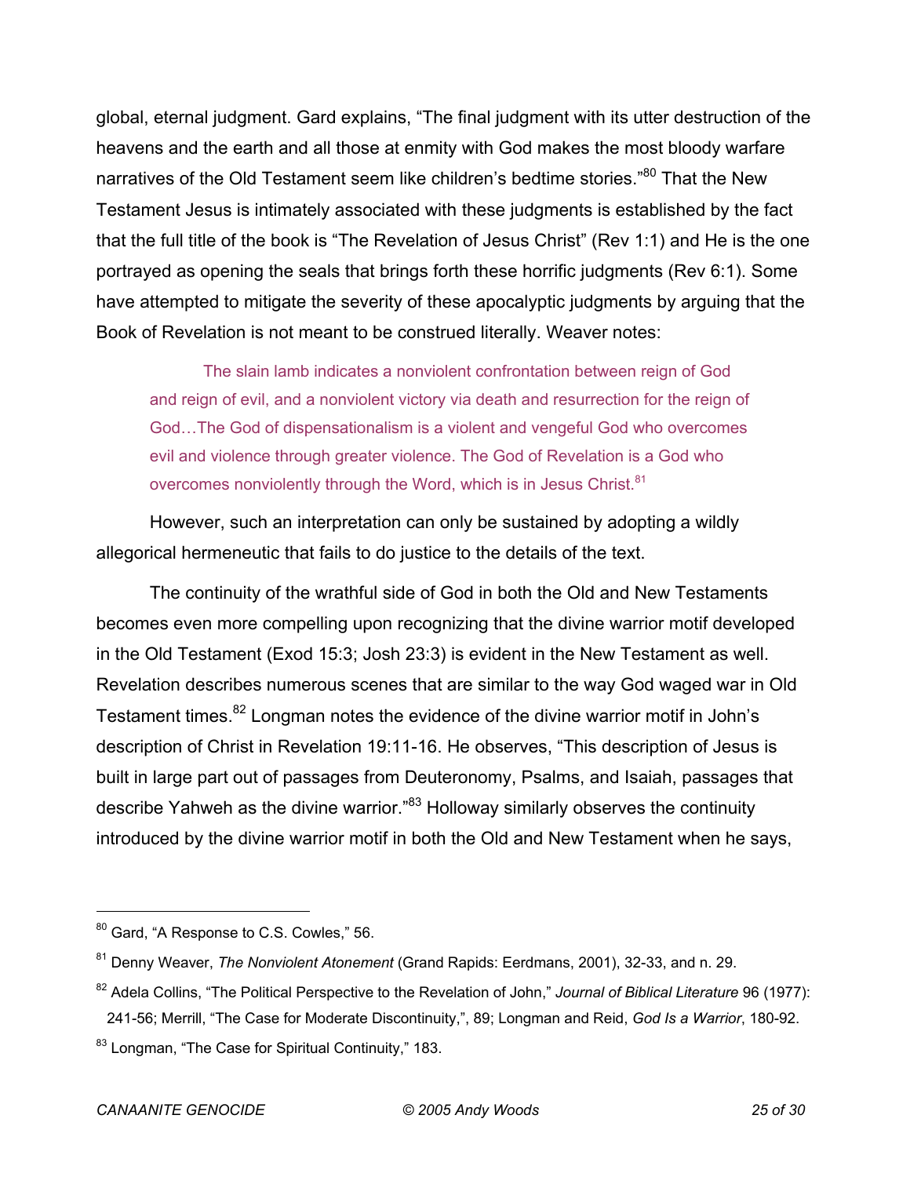global, eternal judgment. Gard explains, "The final judgment with its utter destruction of the heavens and the earth and all those at enmity with God makes the most bloody warfare narratives of the Old Testament seem like children's bedtime stories."[80] That the New Testament Jesus is intimately associated with these judgments is established by the fact that the full title of the book is "The Revelation of Jesus Christ" (Rev 1:1) and He is the one portrayed as opening the seals that brings forth these horrific judgments (Rev 6:1). Some have attempted to mitigate the severity of these apocalyptic judgments by arguing that the Book of Revelation is not meant to be construed literally. Weaver notes:

> The slain lamb indicates a nonviolent confrontation between reign of God and reign of evil, and a nonviolent victory via death and resurrection for the reign of God…The God of dispensationalism is a violent and vengeful God who overcomes evil and violence through greater violence. The God of Revelation is a God who overcomes nonviolently through the Word, which is in Jesus Christ.[81]

However, such an interpretation can only be sustained by adopting a wildly allegorical hermeneutic that fails to do justice to the details of the text.

The continuity of the wrathful side of God in both the Old and New Testaments becomes even more compelling upon recognizing that the divine warrior motif developed in the Old Testament (Exod 15:3; Josh 23:3) is evident in the New Testament as well. Revelation describes numerous scenes that are similar to the way God waged war in Old Testament times.[82] Longman notes the evidence of the divine warrior motif in John's description of Christ in Revelation 19:11-16. He observes, "This description of Jesus is built in large part out of passages from Deuteronomy, Psalms, and Isaiah, passages that describe Yahweh as the divine warrior."[83] Holloway similarly observes the continuity introduced by the divine warrior motif in both the Old and New Testament when he says,

---

[80] Gard, "A Response to C.S. Cowles," 56.

[81] Denny Weaver, *The Nonviolent Atonement* (Grand Rapids: Eerdmans, 2001), 32-33, and n. 29.

[82] Adela Collins, "The Political Perspective to the Revelation of John," *Journal of Biblical Literature* 96 (1977): 241-56; Merrill, "The Case for Moderate Discontinuity,", 89; Longman and Reid, *God Is a Warrior*, 180-92.

[83] Longman, "The Case for Spiritual Continuity," 183.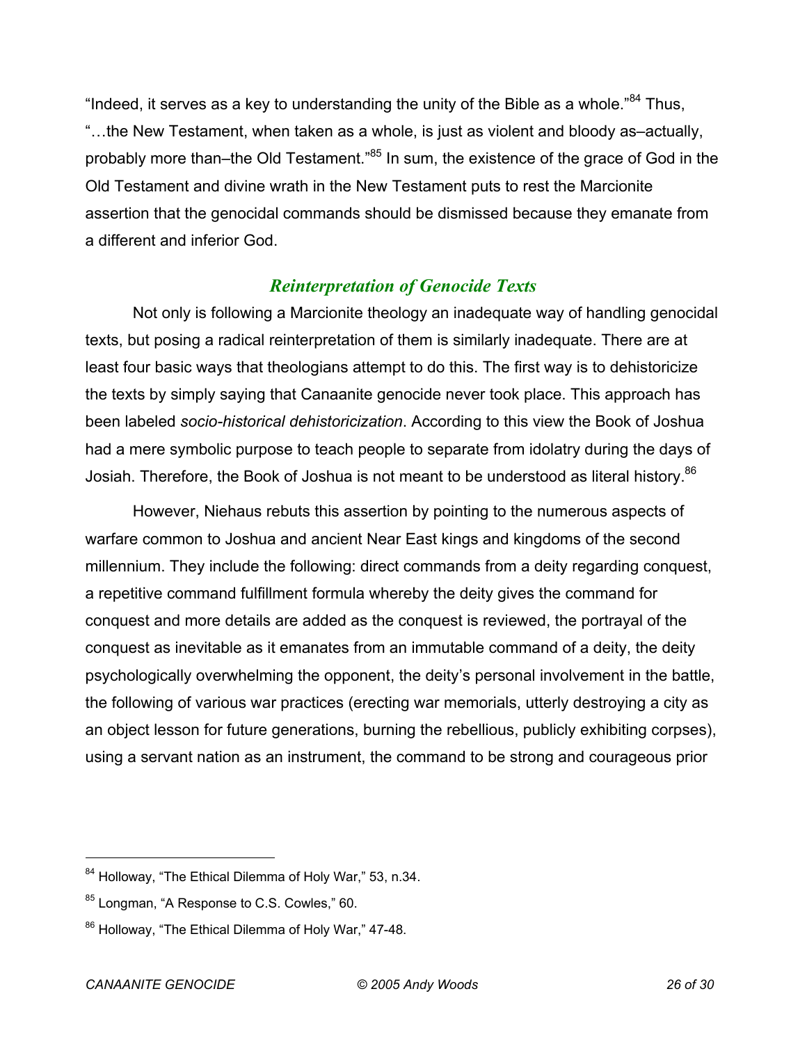"Indeed, it serves as a key to understanding the unity of the Bible as a whole."[84] Thus, "…the New Testament, when taken as a whole, is just as violent and bloody as–actually, probably more than–the Old Testament."[85] In sum, the existence of the grace of God in the Old Testament and divine wrath in the New Testament puts to rest the Marcionite assertion that the genocidal commands should be dismissed because they emanate from a different and inferior God.

### *Reinterpretation of Genocide Texts*

Not only is following a Marcionite theology an inadequate way of handling genocidal texts, but posing a radical reinterpretation of them is similarly inadequate. There are at least four basic ways that theologians attempt to do this. The first way is to dehistoricize the texts by simply saying that Canaanite genocide never took place. This approach has been labeled *socio-historical dehistoricization*. According to this view the Book of Joshua had a mere symbolic purpose to teach people to separate from idolatry during the days of Josiah. Therefore, the Book of Joshua is not meant to be understood as literal history.[86]

However, Niehaus rebuts this assertion by pointing to the numerous aspects of warfare common to Joshua and ancient Near East kings and kingdoms of the second millennium. They include the following: direct commands from a deity regarding conquest, a repetitive command fulfillment formula whereby the deity gives the command for conquest and more details are added as the conquest is reviewed, the portrayal of the conquest as inevitable as it emanates from an immutable command of a deity, the deity psychologically overwhelming the opponent, the deity's personal involvement in the battle, the following of various war practices (erecting war memorials, utterly destroying a city as an object lesson for future generations, burning the rebellious, publicly exhibiting corpses), using a servant nation as an instrument, the command to be strong and courageous prior

---

[84] Holloway, "The Ethical Dilemma of Holy War," 53, n.34.

[85] Longman, "A Response to C.S. Cowles," 60.

[86] Holloway, "The Ethical Dilemma of Holy War," 47-48.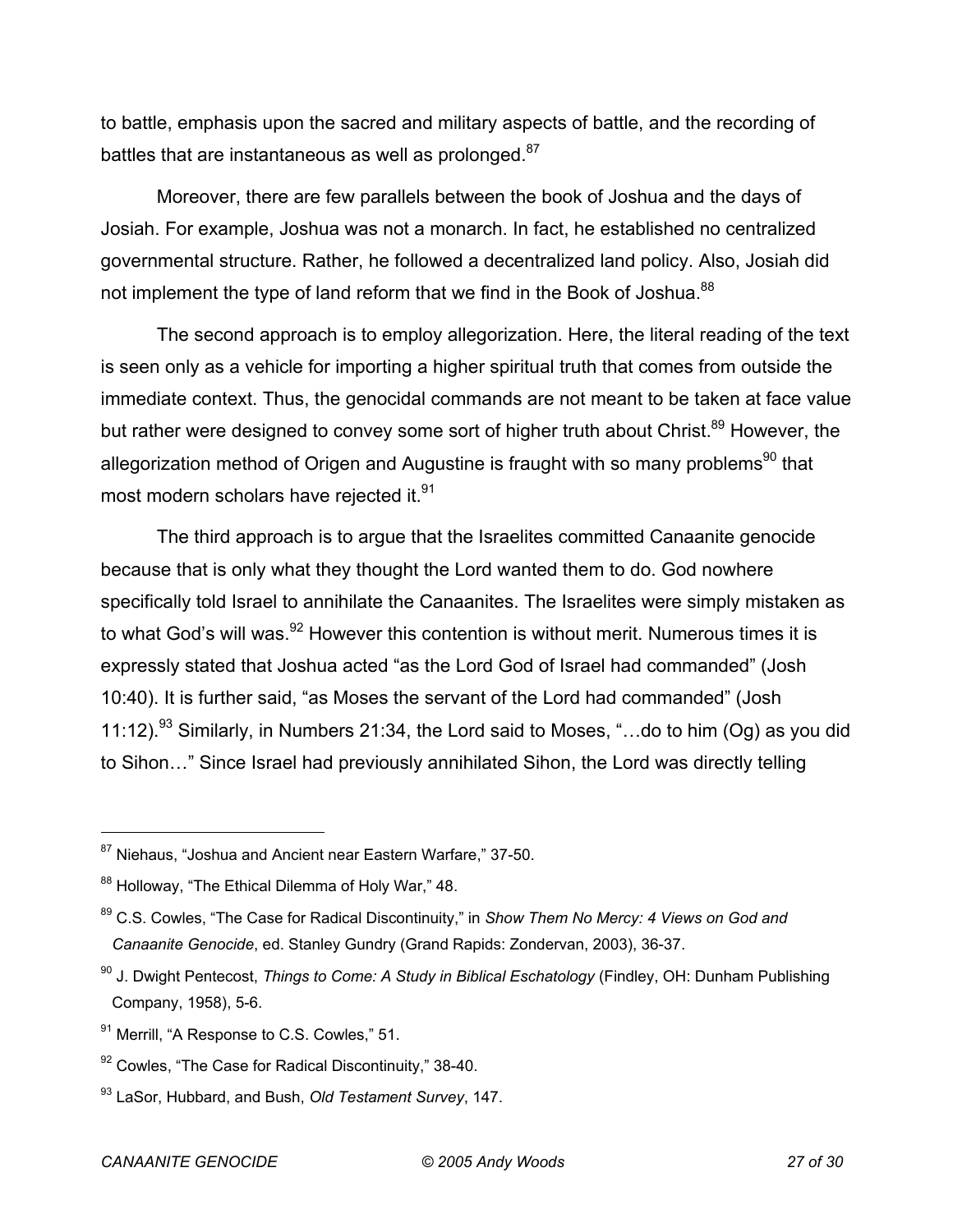to battle, emphasis upon the sacred and military aspects of battle, and the recording of battles that are instantaneous as well as prolonged.[87]

Moreover, there are few parallels between the book of Joshua and the days of Josiah. For example, Joshua was not a monarch. In fact, he established no centralized governmental structure. Rather, he followed a decentralized land policy. Also, Josiah did not implement the type of land reform that we find in the Book of Joshua.[88]

The second approach is to employ allegorization. Here, the literal reading of the text is seen only as a vehicle for importing a higher spiritual truth that comes from outside the immediate context. Thus, the genocidal commands are not meant to be taken at face value but rather were designed to convey some sort of higher truth about Christ.[89] However, the allegorization method of Origen and Augustine is fraught with so many problems[90] that most modern scholars have rejected it.[91]

The third approach is to argue that the Israelites committed Canaanite genocide because that is only what they thought the Lord wanted them to do. God nowhere specifically told Israel to annihilate the Canaanites. The Israelites were simply mistaken as to what God's will was.[92] However this contention is without merit. Numerous times it is expressly stated that Joshua acted "as the Lord God of Israel had commanded" (Josh 10:40). It is further said, "as Moses the servant of the Lord had commanded" (Josh 11:12).[93] Similarly, in Numbers 21:34, the Lord said to Moses, "…do to him (Og) as you did to Sihon…" Since Israel had previously annihilated Sihon, the Lord was directly telling

---

[87] Niehaus, "Joshua and Ancient near Eastern Warfare," 37-50.

[88] Holloway, "The Ethical Dilemma of Holy War," 48.

[89] C.S. Cowles, "The Case for Radical Discontinuity," in *Show Them No Mercy: 4 Views on God and Canaanite Genocide*, ed. Stanley Gundry (Grand Rapids: Zondervan, 2003), 36-37.

[90] J. Dwight Pentecost, *Things to Come: A Study in Biblical Eschatology* (Findley, OH: Dunham Publishing Company, 1958), 5-6.

[91] Merrill, "A Response to C.S. Cowles," 51.

[92] Cowles, "The Case for Radical Discontinuity," 38-40.

[93] LaSor, Hubbard, and Bush, *Old Testament Survey*, 147.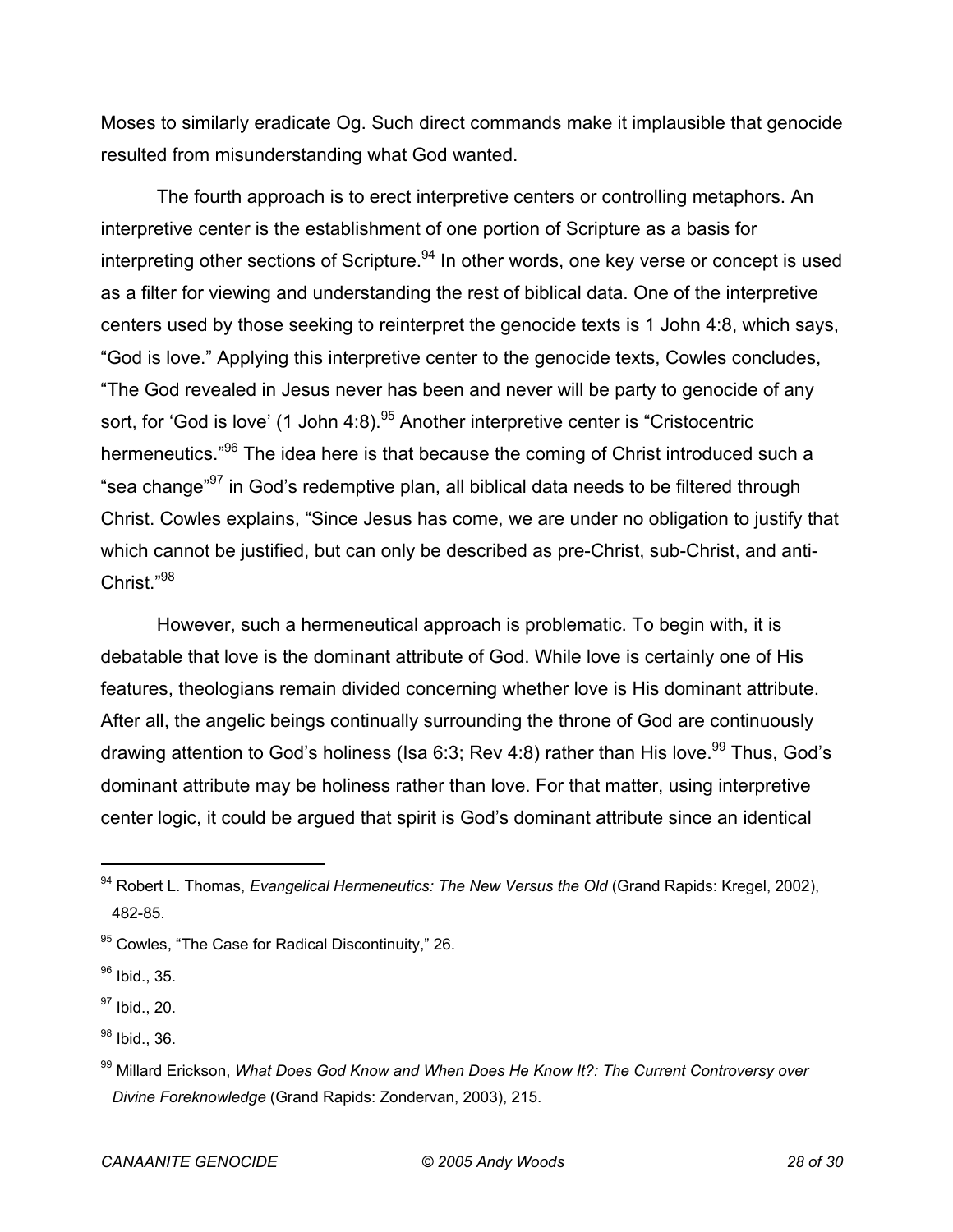Moses to similarly eradicate Og. Such direct commands make it implausible that genocide resulted from misunderstanding what God wanted.

The fourth approach is to erect interpretive centers or controlling metaphors. An interpretive center is the establishment of one portion of Scripture as a basis for interpreting other sections of Scripture.[94] In other words, one key verse or concept is used as a filter for viewing and understanding the rest of biblical data. One of the interpretive centers used by those seeking to reinterpret the genocide texts is 1 John 4:8, which says, "God is love." Applying this interpretive center to the genocide texts, Cowles concludes, "The God revealed in Jesus never has been and never will be party to genocide of any sort, for 'God is love' (1 John 4:8).[95] Another interpretive center is "Cristocentric hermeneutics."[96] The idea here is that because the coming of Christ introduced such a "sea change"[97] in God's redemptive plan, all biblical data needs to be filtered through Christ. Cowles explains, "Since Jesus has come, we are under no obligation to justify that which cannot be justified, but can only be described as pre-Christ, sub-Christ, and anti-Christ."[98]

However, such a hermeneutical approach is problematic. To begin with, it is debatable that love is the dominant attribute of God. While love is certainly one of His features, theologians remain divided concerning whether love is His dominant attribute. After all, the angelic beings continually surrounding the throne of God are continuously drawing attention to God's holiness (Isa 6:3; Rev 4:8) rather than His love.[99] Thus, God's dominant attribute may be holiness rather than love. For that matter, using interpretive center logic, it could be argued that spirit is God's dominant attribute since an identical

---

[94] Robert L. Thomas, *Evangelical Hermeneutics: The New Versus the Old* (Grand Rapids: Kregel, 2002), 482-85.

[95] Cowles, "The Case for Radical Discontinuity," 26.

[96] Ibid., 35.

[97] Ibid., 20.

[98] Ibid., 36.

[99] Millard Erickson, *What Does God Know and When Does He Know It?: The Current Controversy over Divine Foreknowledge* (Grand Rapids: Zondervan, 2003), 215.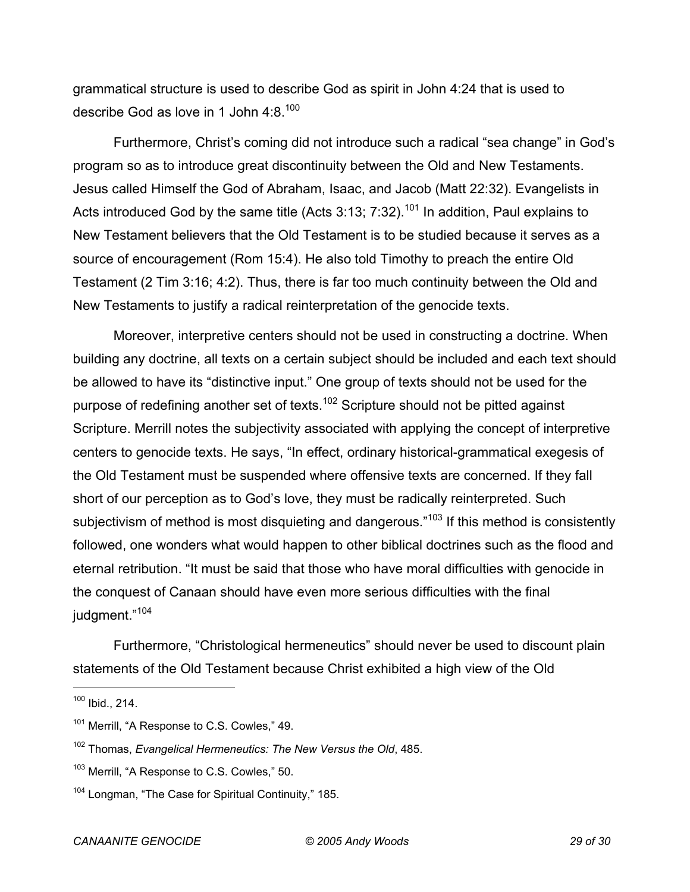grammatical structure is used to describe God as spirit in John 4:24 that is used to describe God as love in 1 John 4:8.[100]

Furthermore, Christ's coming did not introduce such a radical "sea change" in God's program so as to introduce great discontinuity between the Old and New Testaments. Jesus called Himself the God of Abraham, Isaac, and Jacob (Matt 22:32). Evangelists in Acts introduced God by the same title (Acts 3:13; 7:32).[101] In addition, Paul explains to New Testament believers that the Old Testament is to be studied because it serves as a source of encouragement (Rom 15:4). He also told Timothy to preach the entire Old Testament (2 Tim 3:16; 4:2). Thus, there is far too much continuity between the Old and New Testaments to justify a radical reinterpretation of the genocide texts.

Moreover, interpretive centers should not be used in constructing a doctrine. When building any doctrine, all texts on a certain subject should be included and each text should be allowed to have its "distinctive input." One group of texts should not be used for the purpose of redefining another set of texts.[102] Scripture should not be pitted against Scripture. Merrill notes the subjectivity associated with applying the concept of interpretive centers to genocide texts. He says, "In effect, ordinary historical-grammatical exegesis of the Old Testament must be suspended where offensive texts are concerned. If they fall short of our perception as to God's love, they must be radically reinterpreted. Such subjectivism of method is most disquieting and dangerous."[103] If this method is consistently followed, one wonders what would happen to other biblical doctrines such as the flood and eternal retribution. "It must be said that those who have moral difficulties with genocide in the conquest of Canaan should have even more serious difficulties with the final judgment."[104]

Furthermore, "Christological hermeneutics" should never be used to discount plain statements of the Old Testament because Christ exhibited a high view of the Old

---

[100] Ibid., 214.

[101] Merrill, "A Response to C.S. Cowles," 49.

[102] Thomas, *Evangelical Hermeneutics: The New Versus the Old*, 485.

[103] Merrill, "A Response to C.S. Cowles," 50.

[104] Longman, "The Case for Spiritual Continuity," 185.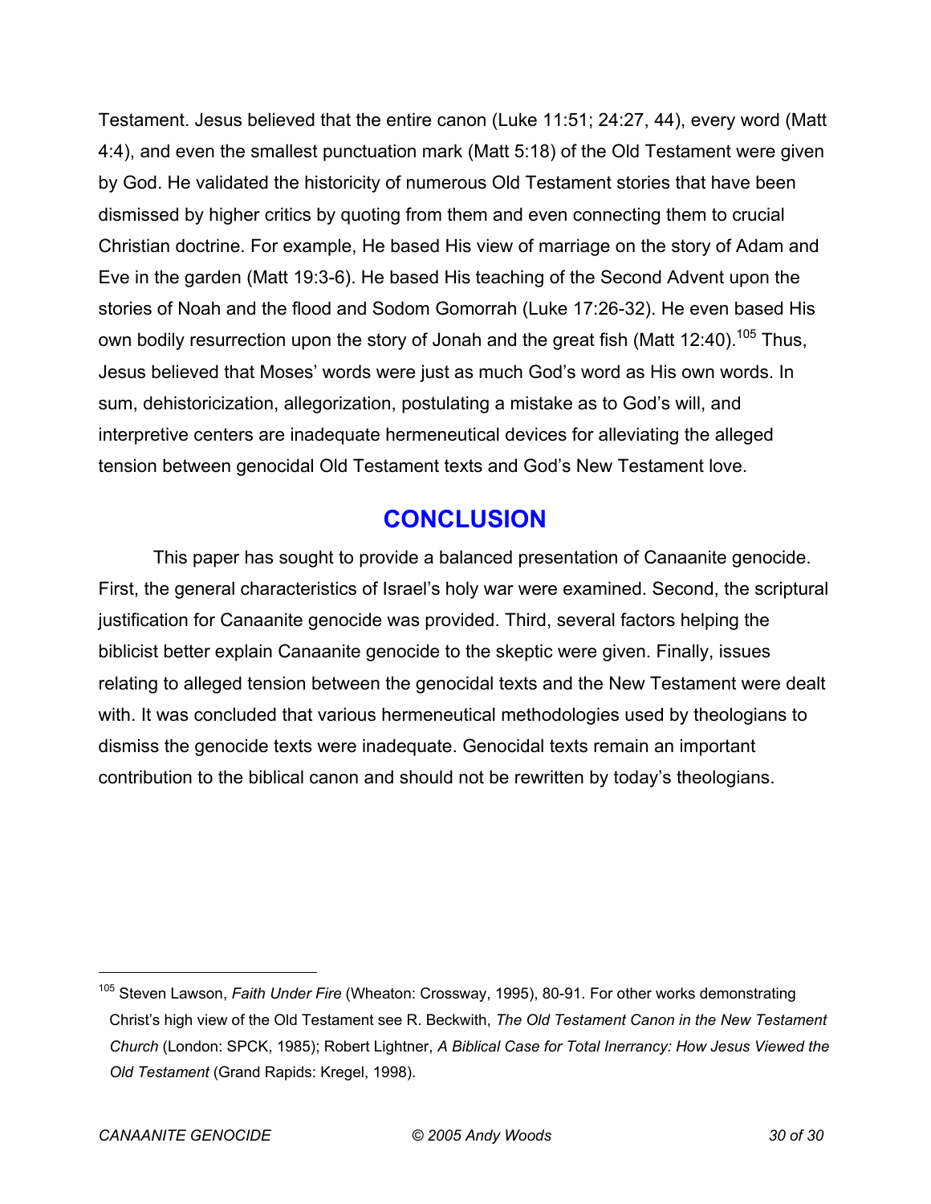Testament. Jesus believed that the entire canon (Luke 11:51; 24:27, 44), every word (Matt 4:4), and even the smallest punctuation mark (Matt 5:18) of the Old Testament were given by God. He validated the historicity of numerous Old Testament stories that have been dismissed by higher critics by quoting from them and even connecting them to crucial Christian doctrine. For example, He based His view of marriage on the story of Adam and Eve in the garden (Matt 19:3-6). He based His teaching of the Second Advent upon the stories of Noah and the flood and Sodom Gomorrah (Luke 17:26-32). He even based His own bodily resurrection upon the story of Jonah and the great fish (Matt 12:40).[105] Thus, Jesus believed that Moses' words were just as much God's word as His own words. In sum, dehistoricization, allegorization, postulating a mistake as to God's will, and interpretive centers are inadequate hermeneutical devices for alleviating the alleged tension between genocidal Old Testament texts and God's New Testament love.

## CONCLUSION

This paper has sought to provide a balanced presentation of Canaanite genocide. First, the general characteristics of Israel's holy war were examined. Second, the scriptural justification for Canaanite genocide was provided. Third, several factors helping the biblicist better explain Canaanite genocide to the skeptic were given. Finally, issues relating to alleged tension between the genocidal texts and the New Testament were dealt with. It was concluded that various hermeneutical methodologies used by theologians to dismiss the genocide texts were inadequate. Genocidal texts remain an important contribution to the biblical canon and should not be rewritten by today's theologians.

---

[105] Steven Lawson, *Faith Under Fire* (Wheaton: Crossway, 1995), 80-91. For other works demonstrating Christ's high view of the Old Testament see R. Beckwith, *The Old Testament Canon in the New Testament Church* (London: SPCK, 1985); Robert Lightner, *A Biblical Case for Total Inerrancy: How Jesus Viewed the Old Testament* (Grand Rapids: Kregel, 1998).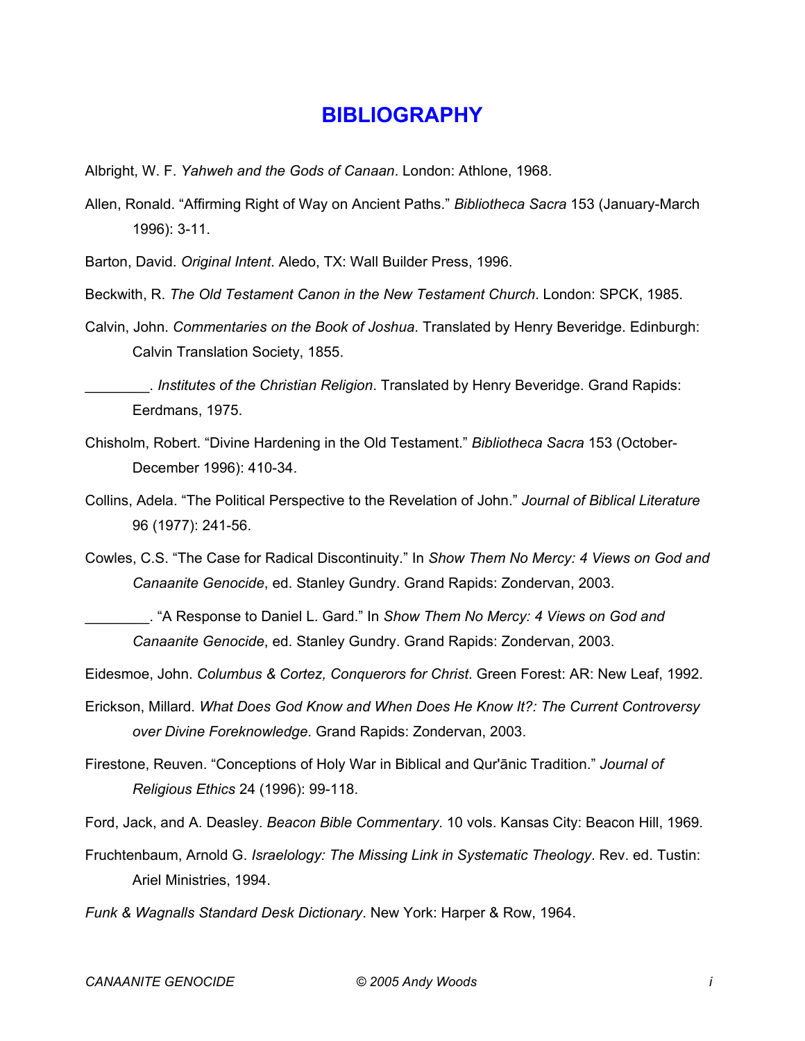# BIBLIOGRAPHY

Albright, W. F. *Yahweh and the Gods of Canaan*. London: Athlone, 1968.

Allen, Ronald. "Affirming Right of Way on Ancient Paths." *Bibliotheca Sacra* 153 (January-March 1996): 3-11.

Barton, David. *Original Intent*. Aledo, TX: Wall Builder Press, 1996.

Beckwith, R. *The Old Testament Canon in the New Testament Church*. London: SPCK, 1985.

Calvin, John. *Commentaries on the Book of Joshua*. Translated by Henry Beveridge. Edinburgh: Calvin Translation Society, 1855.

________. *Institutes of the Christian Religion*. Translated by Henry Beveridge. Grand Rapids: Eerdmans, 1975.

Chisholm, Robert. "Divine Hardening in the Old Testament." *Bibliotheca Sacra* 153 (October-December 1996): 410-34.

Collins, Adela. "The Political Perspective to the Revelation of John." *Journal of Biblical Literature* 96 (1977): 241-56.

Cowles, C.S. "The Case for Radical Discontinuity." In *Show Them No Mercy: 4 Views on God and Canaanite Genocide*, ed. Stanley Gundry. Grand Rapids: Zondervan, 2003.

________. "A Response to Daniel L. Gard." In *Show Them No Mercy: 4 Views on God and Canaanite Genocide*, ed. Stanley Gundry. Grand Rapids: Zondervan, 2003.

Eidesmoe, John. *Columbus & Cortez, Conquerors for Christ*. Green Forest: AR: New Leaf, 1992.

Erickson, Millard. *What Does God Know and When Does He Know It?: The Current Controversy over Divine Foreknowledge*. Grand Rapids: Zondervan, 2003.

Firestone, Reuven. "Conceptions of Holy War in Biblical and Qur'ānic Tradition." *Journal of Religious Ethics* 24 (1996): 99-118.

Ford, Jack, and A. Deasley. *Beacon Bible Commentary*. 10 vols. Kansas City: Beacon Hill, 1969.

Fruchtenbaum, Arnold G. *Israelology: The Missing Link in Systematic Theology*. Rev. ed. Tustin: Ariel Ministries, 1994.

*Funk & Wagnalls Standard Desk Dictionary*. New York: Harper & Row, 1964.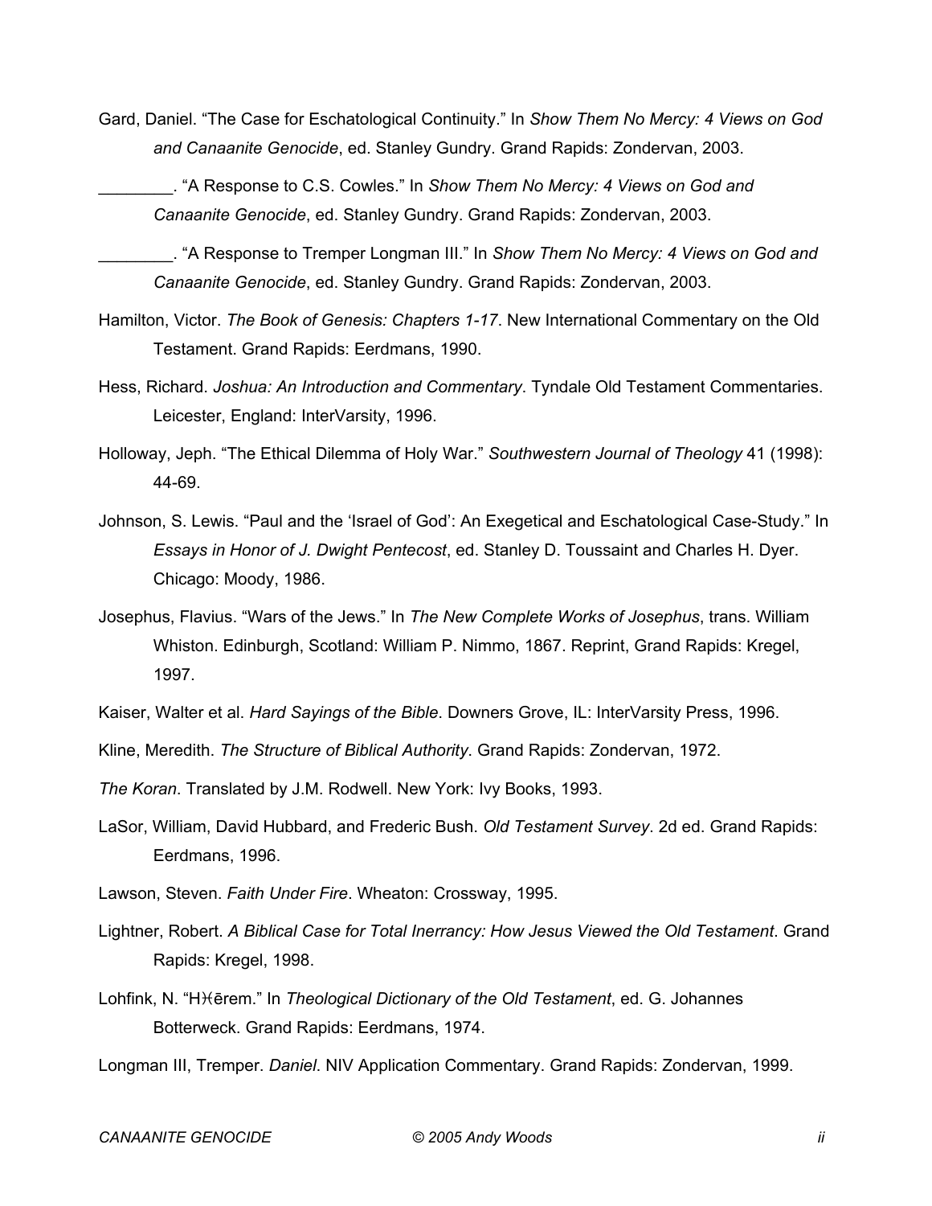Gard, Daniel. "The Case for Eschatological Continuity." In *Show Them No Mercy: 4 Views on God and Canaanite Genocide*, ed. Stanley Gundry. Grand Rapids: Zondervan, 2003.

________. "A Response to C.S. Cowles." In *Show Them No Mercy: 4 Views on God and Canaanite Genocide*, ed. Stanley Gundry. Grand Rapids: Zondervan, 2003.

________. "A Response to Tremper Longman III." In *Show Them No Mercy: 4 Views on God and Canaanite Genocide*, ed. Stanley Gundry. Grand Rapids: Zondervan, 2003.

Hamilton, Victor. *The Book of Genesis: Chapters 1-17*. New International Commentary on the Old Testament. Grand Rapids: Eerdmans, 1990.

Hess, Richard. *Joshua: An Introduction and Commentary*. Tyndale Old Testament Commentaries. Leicester, England: InterVarsity, 1996.

Holloway, Jeph. "The Ethical Dilemma of Holy War." *Southwestern Journal of Theology* 41 (1998): 44-69.

Johnson, S. Lewis. "Paul and the 'Israel of God': An Exegetical and Eschatological Case-Study." In *Essays in Honor of J. Dwight Pentecost*, ed. Stanley D. Toussaint and Charles H. Dyer. Chicago: Moody, 1986.

Josephus, Flavius. "Wars of the Jews." In *The New Complete Works of Josephus*, trans. William Whiston. Edinburgh, Scotland: William P. Nimmo, 1867. Reprint, Grand Rapids: Kregel, 1997.

Kaiser, Walter et al. *Hard Sayings of the Bible*. Downers Grove, IL: InterVarsity Press, 1996.

Kline, Meredith. *The Structure of Biblical Authority*. Grand Rapids: Zondervan, 1972.

*The Koran*. Translated by J.M. Rodwell. New York: Ivy Books, 1993.

LaSor, William, David Hubbard, and Frederic Bush. *Old Testament Survey*. 2d ed. Grand Rapids: Eerdmans, 1996.

Lawson, Steven. *Faith Under Fire*. Wheaton: Crossway, 1995.

Lightner, Robert. *A Biblical Case for Total Inerrancy: How Jesus Viewed the Old Testament*. Grand Rapids: Kregel, 1998.

Lohfink, N. "Ḥērem." In *Theological Dictionary of the Old Testament*, ed. G. Johannes Botterweck. Grand Rapids: Eerdmans, 1974.

Longman III, Tremper. *Daniel*. NIV Application Commentary. Grand Rapids: Zondervan, 1999.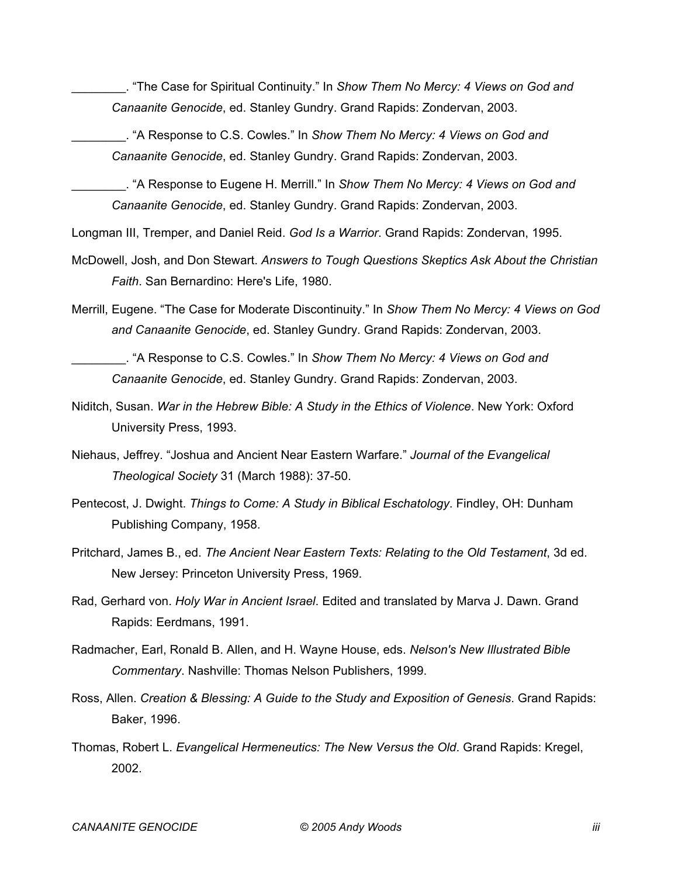________. "The Case for Spiritual Continuity." In *Show Them No Mercy: 4 Views on God and Canaanite Genocide*, ed. Stanley Gundry. Grand Rapids: Zondervan, 2003.

________. "A Response to C.S. Cowles." In *Show Them No Mercy: 4 Views on God and Canaanite Genocide*, ed. Stanley Gundry. Grand Rapids: Zondervan, 2003.

________. "A Response to Eugene H. Merrill." In *Show Them No Mercy: 4 Views on God and Canaanite Genocide*, ed. Stanley Gundry. Grand Rapids: Zondervan, 2003.

Longman III, Tremper, and Daniel Reid. *God Is a Warrior*. Grand Rapids: Zondervan, 1995.

McDowell, Josh, and Don Stewart. *Answers to Tough Questions Skeptics Ask About the Christian Faith*. San Bernardino: Here's Life, 1980.

Merrill, Eugene. "The Case for Moderate Discontinuity." In *Show Them No Mercy: 4 Views on God and Canaanite Genocide*, ed. Stanley Gundry. Grand Rapids: Zondervan, 2003.

________. "A Response to C.S. Cowles." In *Show Them No Mercy: 4 Views on God and Canaanite Genocide*, ed. Stanley Gundry. Grand Rapids: Zondervan, 2003.

Niditch, Susan. *War in the Hebrew Bible: A Study in the Ethics of Violence*. New York: Oxford University Press, 1993.

Niehaus, Jeffrey. "Joshua and Ancient Near Eastern Warfare." *Journal of the Evangelical Theological Society* 31 (March 1988): 37-50.

Pentecost, J. Dwight. *Things to Come: A Study in Biblical Eschatology*. Findley, OH: Dunham Publishing Company, 1958.

Pritchard, James B., ed. *The Ancient Near Eastern Texts: Relating to the Old Testament*, 3d ed. New Jersey: Princeton University Press, 1969.

Rad, Gerhard von. *Holy War in Ancient Israel*. Edited and translated by Marva J. Dawn. Grand Rapids: Eerdmans, 1991.

Radmacher, Earl, Ronald B. Allen, and H. Wayne House, eds. *Nelson's New Illustrated Bible Commentary*. Nashville: Thomas Nelson Publishers, 1999.

Ross, Allen. *Creation & Blessing: A Guide to the Study and Exposition of Genesis*. Grand Rapids: Baker, 1996.

Thomas, Robert L. *Evangelical Hermeneutics: The New Versus the Old*. Grand Rapids: Kregel, 2002.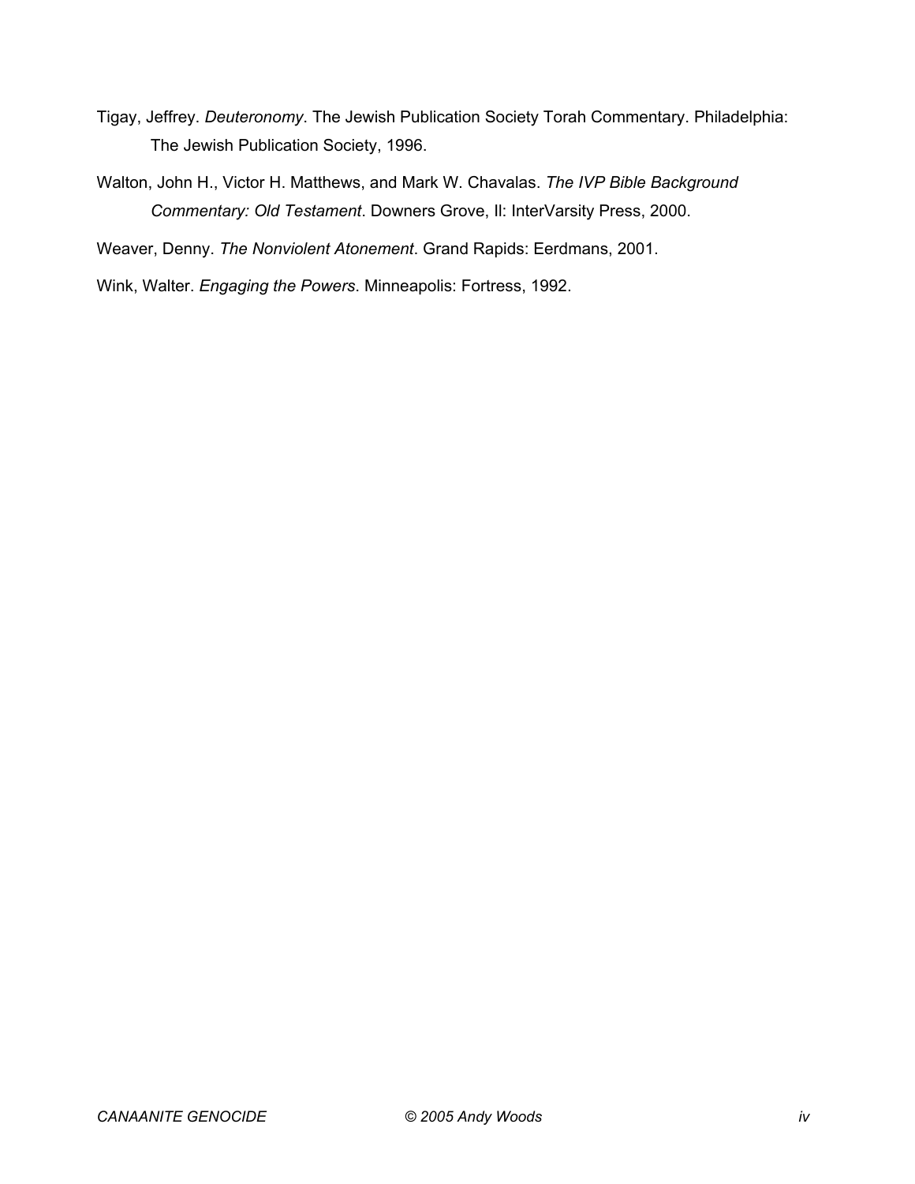Tigay, Jeffrey. *Deuteronomy*. The Jewish Publication Society Torah Commentary. Philadelphia: The Jewish Publication Society, 1996.

Walton, John H., Victor H. Matthews, and Mark W. Chavalas. *The IVP Bible Background Commentary: Old Testament*. Downers Grove, Il: InterVarsity Press, 2000.

Weaver, Denny. *The Nonviolent Atonement*. Grand Rapids: Eerdmans, 2001.

Wink, Walter. *Engaging the Powers*. Minneapolis: Fortress, 1992.